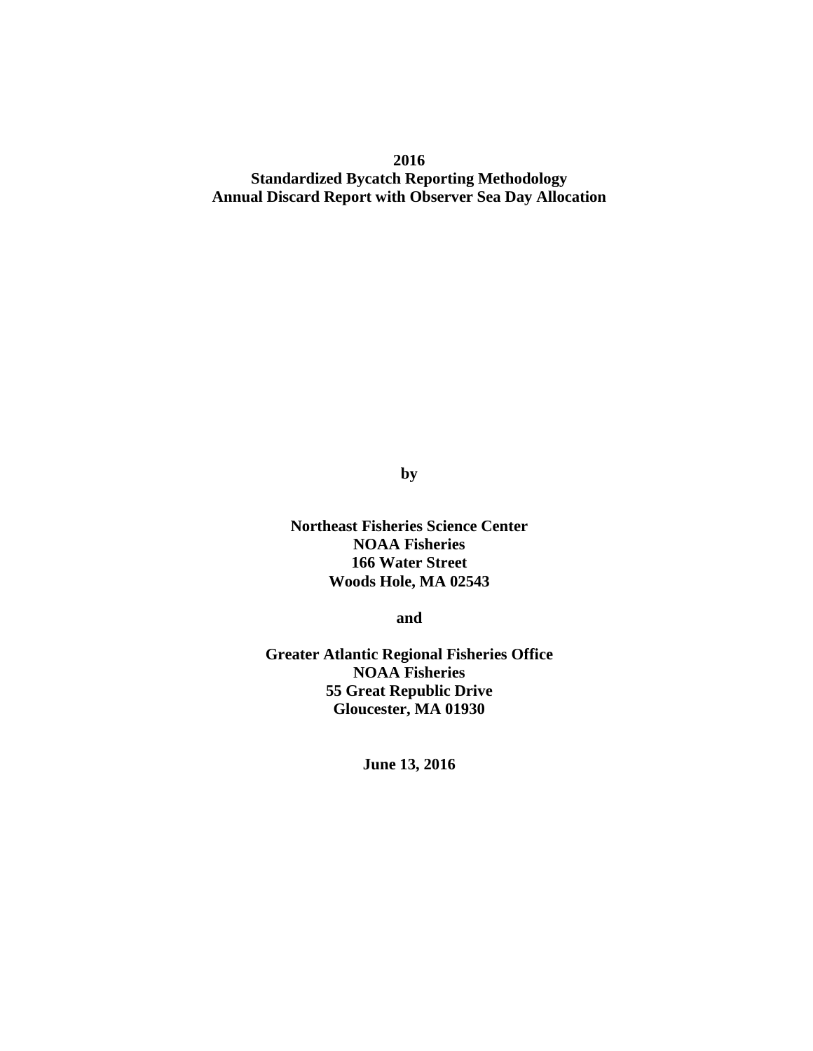# 2016
# Standardized Bycatch Reporting Methodology
# Annual Discard Report with Observer Sea Day Allocation

**by**

**Northeast Fisheries Science Center**
**NOAA Fisheries**
**166 Water Street**
**Woods Hole, MA 02543**

**and**

**Greater Atlantic Regional Fisheries Office**
**NOAA Fisheries**
**55 Great Republic Drive**
**Gloucester, MA 01930**

**June 13, 2016**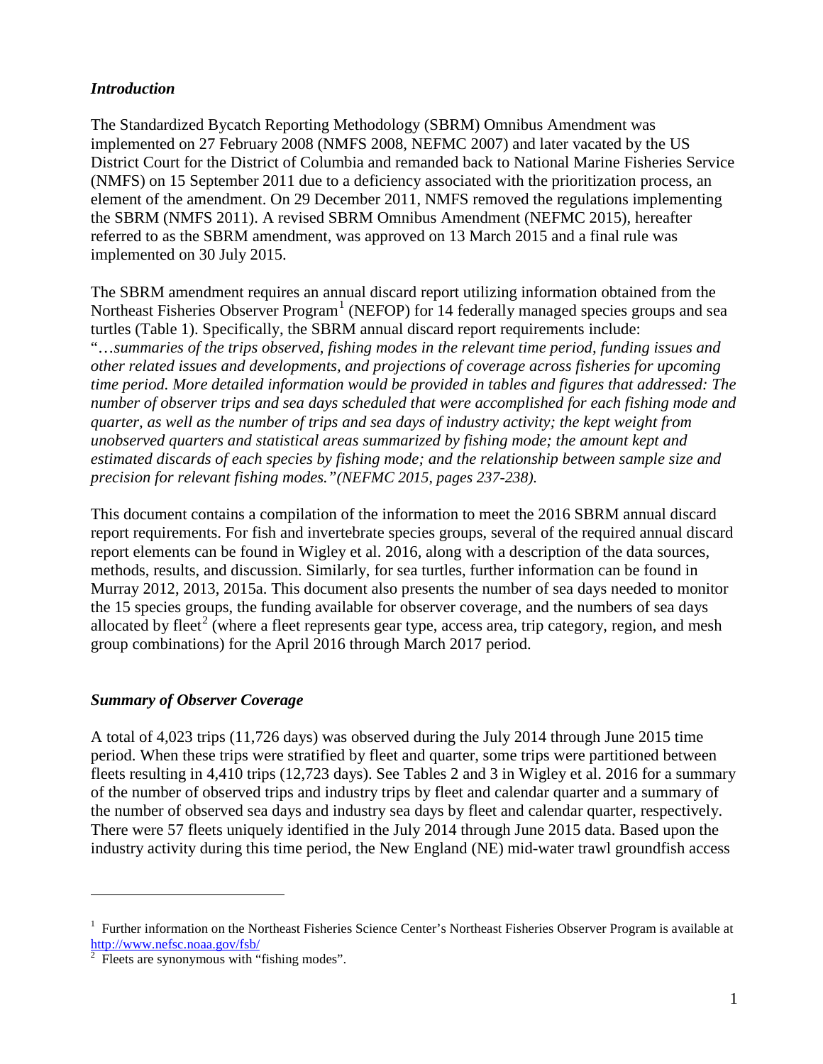### *Introduction*

The Standardized Bycatch Reporting Methodology (SBRM) Omnibus Amendment was implemented on 27 February 2008 (NMFS 2008, NEFMC 2007) and later vacated by the US District Court for the District of Columbia and remanded back to National Marine Fisheries Service (NMFS) on 15 September 2011 due to a deficiency associated with the prioritization process, an element of the amendment. On 29 December 2011, NMFS removed the regulations implementing the SBRM (NMFS 2011). A revised SBRM Omnibus Amendment (NEFMC 2015), hereafter referred to as the SBRM amendment, was approved on 13 March 2015 and a final rule was implemented on 30 July 2015.

The SBRM amendment requires an annual discard report utilizing information obtained from the Northeast Fisheries Observer Program[1] (NEFOP) for 14 federally managed species groups and sea turtles (Table 1). Specifically, the SBRM annual discard report requirements include: "*…summaries of the trips observed, fishing modes in the relevant time period, funding issues and other related issues and developments, and projections of coverage across fisheries for upcoming time period. More detailed information would be provided in tables and figures that addressed: The number of observer trips and sea days scheduled that were accomplished for each fishing mode and quarter, as well as the number of trips and sea days of industry activity; the kept weight from unobserved quarters and statistical areas summarized by fishing mode; the amount kept and estimated discards of each species by fishing mode; and the relationship between sample size and precision for relevant fishing modes."(NEFMC 2015, pages 237-238).*

This document contains a compilation of the information to meet the 2016 SBRM annual discard report requirements. For fish and invertebrate species groups, several of the required annual discard report elements can be found in Wigley et al. 2016, along with a description of the data sources, methods, results, and discussion. Similarly, for sea turtles, further information can be found in Murray 2012, 2013, 2015a. This document also presents the number of sea days needed to monitor the 15 species groups, the funding available for observer coverage, and the numbers of sea days allocated by fleet[2] (where a fleet represents gear type, access area, trip category, region, and mesh group combinations) for the April 2016 through March 2017 period.

### *Summary of Observer Coverage*

A total of 4,023 trips (11,726 days) was observed during the July 2014 through June 2015 time period. When these trips were stratified by fleet and quarter, some trips were partitioned between fleets resulting in 4,410 trips (12,723 days). See Tables 2 and 3 in Wigley et al. 2016 for a summary of the number of observed trips and industry trips by fleet and calendar quarter and a summary of the number of observed sea days and industry sea days by fleet and calendar quarter, respectively. There were 57 fleets uniquely identified in the July 2014 through June 2015 data. Based upon the industry activity during this time period, the New England (NE) mid-water trawl groundfish access

---

[1] Further information on the Northeast Fisheries Science Center's Northeast Fisheries Observer Program is available at http://www.nefsc.noaa.gov/fsb/

[2] Fleets are synonymous with "fishing modes".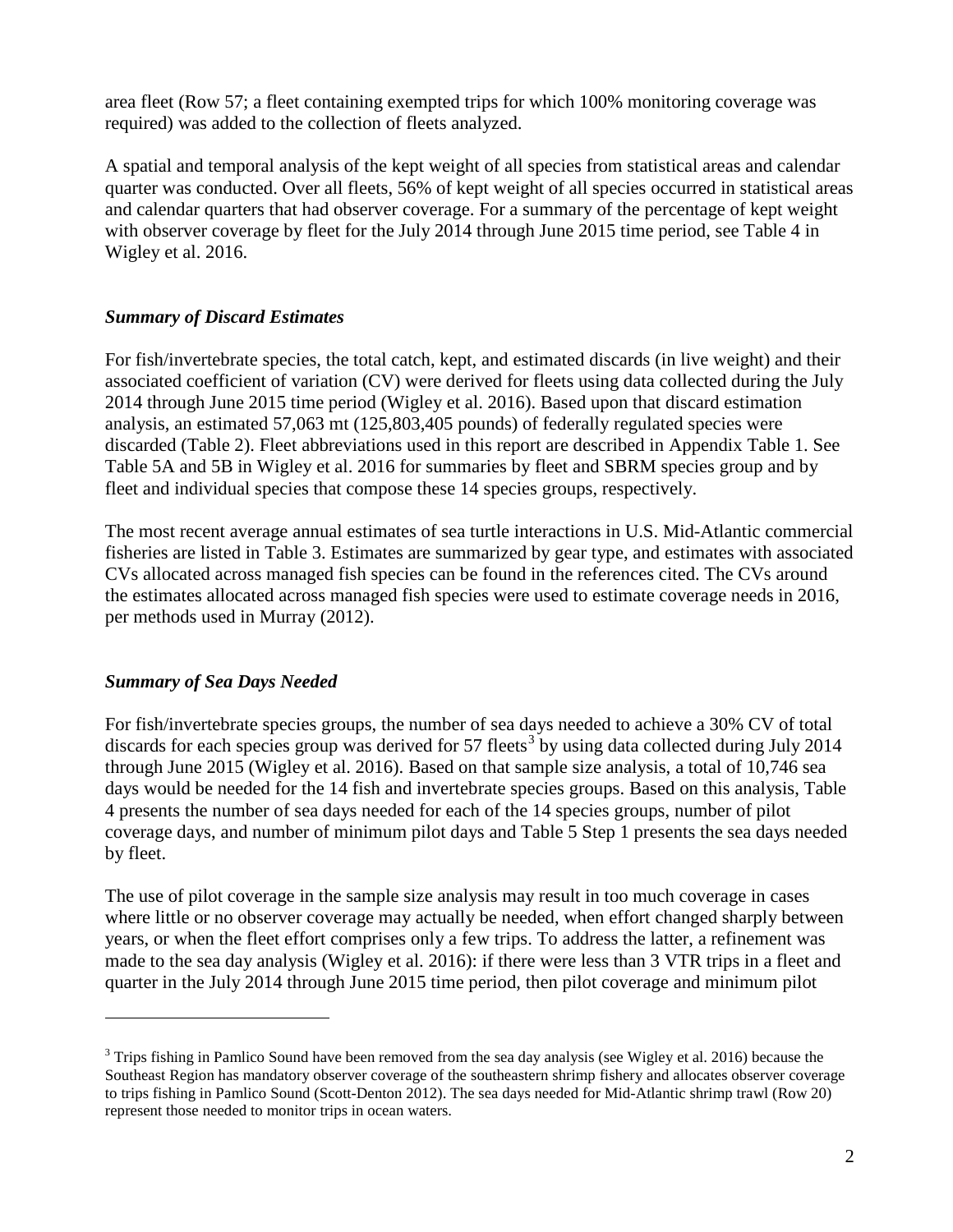area fleet (Row 57; a fleet containing exempted trips for which 100% monitoring coverage was required) was added to the collection of fleets analyzed.

A spatial and temporal analysis of the kept weight of all species from statistical areas and calendar quarter was conducted. Over all fleets, 56% of kept weight of all species occurred in statistical areas and calendar quarters that had observer coverage. For a summary of the percentage of kept weight with observer coverage by fleet for the July 2014 through June 2015 time period, see Table 4 in Wigley et al. 2016.

### *Summary of Discard Estimates*

For fish/invertebrate species, the total catch, kept, and estimated discards (in live weight) and their associated coefficient of variation (CV) were derived for fleets using data collected during the July 2014 through June 2015 time period (Wigley et al. 2016). Based upon that discard estimation analysis, an estimated 57,063 mt (125,803,405 pounds) of federally regulated species were discarded (Table 2). Fleet abbreviations used in this report are described in Appendix Table 1. See Table 5A and 5B in Wigley et al. 2016 for summaries by fleet and SBRM species group and by fleet and individual species that compose these 14 species groups, respectively.

The most recent average annual estimates of sea turtle interactions in U.S. Mid-Atlantic commercial fisheries are listed in Table 3. Estimates are summarized by gear type, and estimates with associated CVs allocated across managed fish species can be found in the references cited. The CVs around the estimates allocated across managed fish species were used to estimate coverage needs in 2016, per methods used in Murray (2012).

### *Summary of Sea Days Needed*

For fish/invertebrate species groups, the number of sea days needed to achieve a 30% CV of total discards for each species group was derived for 57 fleets[3] by using data collected during July 2014 through June 2015 (Wigley et al. 2016). Based on that sample size analysis, a total of 10,746 sea days would be needed for the 14 fish and invertebrate species groups. Based on this analysis, Table 4 presents the number of sea days needed for each of the 14 species groups, number of pilot coverage days, and number of minimum pilot days and Table 5 Step 1 presents the sea days needed by fleet.

The use of pilot coverage in the sample size analysis may result in too much coverage in cases where little or no observer coverage may actually be needed, when effort changed sharply between years, or when the fleet effort comprises only a few trips. To address the latter, a refinement was made to the sea day analysis (Wigley et al. 2016): if there were less than 3 VTR trips in a fleet and quarter in the July 2014 through June 2015 time period, then pilot coverage and minimum pilot

[3] Trips fishing in Pamlico Sound have been removed from the sea day analysis (see Wigley et al. 2016) because the Southeast Region has mandatory observer coverage of the southeastern shrimp fishery and allocates observer coverage to trips fishing in Pamlico Sound (Scott-Denton 2012). The sea days needed for Mid-Atlantic shrimp trawl (Row 20) represent those needed to monitor trips in ocean waters.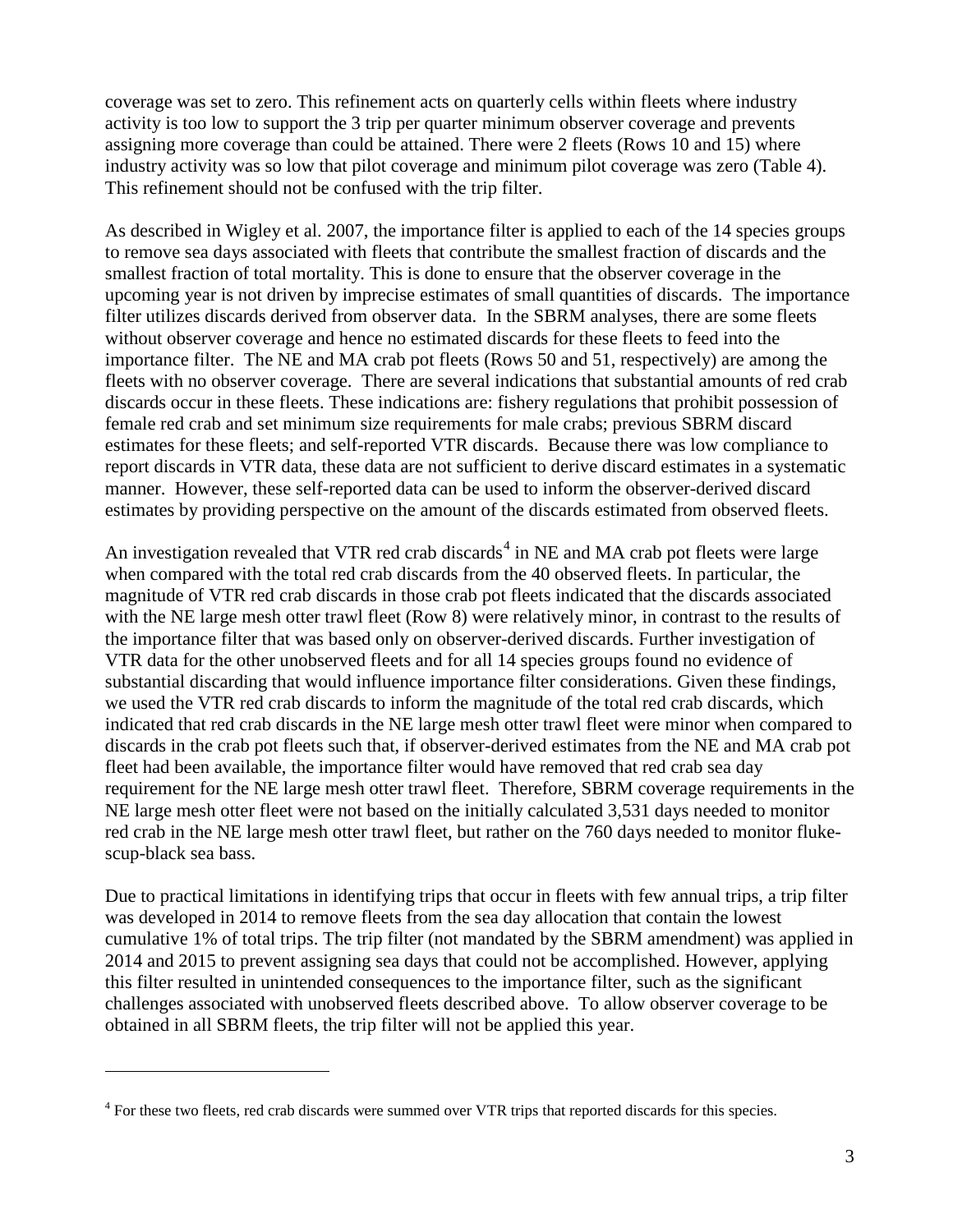coverage was set to zero. This refinement acts on quarterly cells within fleets where industry activity is too low to support the 3 trip per quarter minimum observer coverage and prevents assigning more coverage than could be attained. There were 2 fleets (Rows 10 and 15) where industry activity was so low that pilot coverage and minimum pilot coverage was zero (Table 4). This refinement should not be confused with the trip filter.

As described in Wigley et al. 2007, the importance filter is applied to each of the 14 species groups to remove sea days associated with fleets that contribute the smallest fraction of discards and the smallest fraction of total mortality. This is done to ensure that the observer coverage in the upcoming year is not driven by imprecise estimates of small quantities of discards. The importance filter utilizes discards derived from observer data. In the SBRM analyses, there are some fleets without observer coverage and hence no estimated discards for these fleets to feed into the importance filter. The NE and MA crab pot fleets (Rows 50 and 51, respectively) are among the fleets with no observer coverage. There are several indications that substantial amounts of red crab discards occur in these fleets. These indications are: fishery regulations that prohibit possession of female red crab and set minimum size requirements for male crabs; previous SBRM discard estimates for these fleets; and self-reported VTR discards. Because there was low compliance to report discards in VTR data, these data are not sufficient to derive discard estimates in a systematic manner. However, these self-reported data can be used to inform the observer-derived discard estimates by providing perspective on the amount of the discards estimated from observed fleets.

An investigation revealed that VTR red crab discards[4] in NE and MA crab pot fleets were large when compared with the total red crab discards from the 40 observed fleets. In particular, the magnitude of VTR red crab discards in those crab pot fleets indicated that the discards associated with the NE large mesh otter trawl fleet (Row 8) were relatively minor, in contrast to the results of the importance filter that was based only on observer-derived discards. Further investigation of VTR data for the other unobserved fleets and for all 14 species groups found no evidence of substantial discarding that would influence importance filter considerations. Given these findings, we used the VTR red crab discards to inform the magnitude of the total red crab discards, which indicated that red crab discards in the NE large mesh otter trawl fleet were minor when compared to discards in the crab pot fleets such that, if observer-derived estimates from the NE and MA crab pot fleet had been available, the importance filter would have removed that red crab sea day requirement for the NE large mesh otter trawl fleet. Therefore, SBRM coverage requirements in the NE large mesh otter fleet were not based on the initially calculated 3,531 days needed to monitor red crab in the NE large mesh otter trawl fleet, but rather on the 760 days needed to monitor fluke-scup-black sea bass.

Due to practical limitations in identifying trips that occur in fleets with few annual trips, a trip filter was developed in 2014 to remove fleets from the sea day allocation that contain the lowest cumulative 1% of total trips. The trip filter (not mandated by the SBRM amendment) was applied in 2014 and 2015 to prevent assigning sea days that could not be accomplished. However, applying this filter resulted in unintended consequences to the importance filter, such as the significant challenges associated with unobserved fleets described above. To allow observer coverage to be obtained in all SBRM fleets, the trip filter will not be applied this year.

---

[4] For these two fleets, red crab discards were summed over VTR trips that reported discards for this species.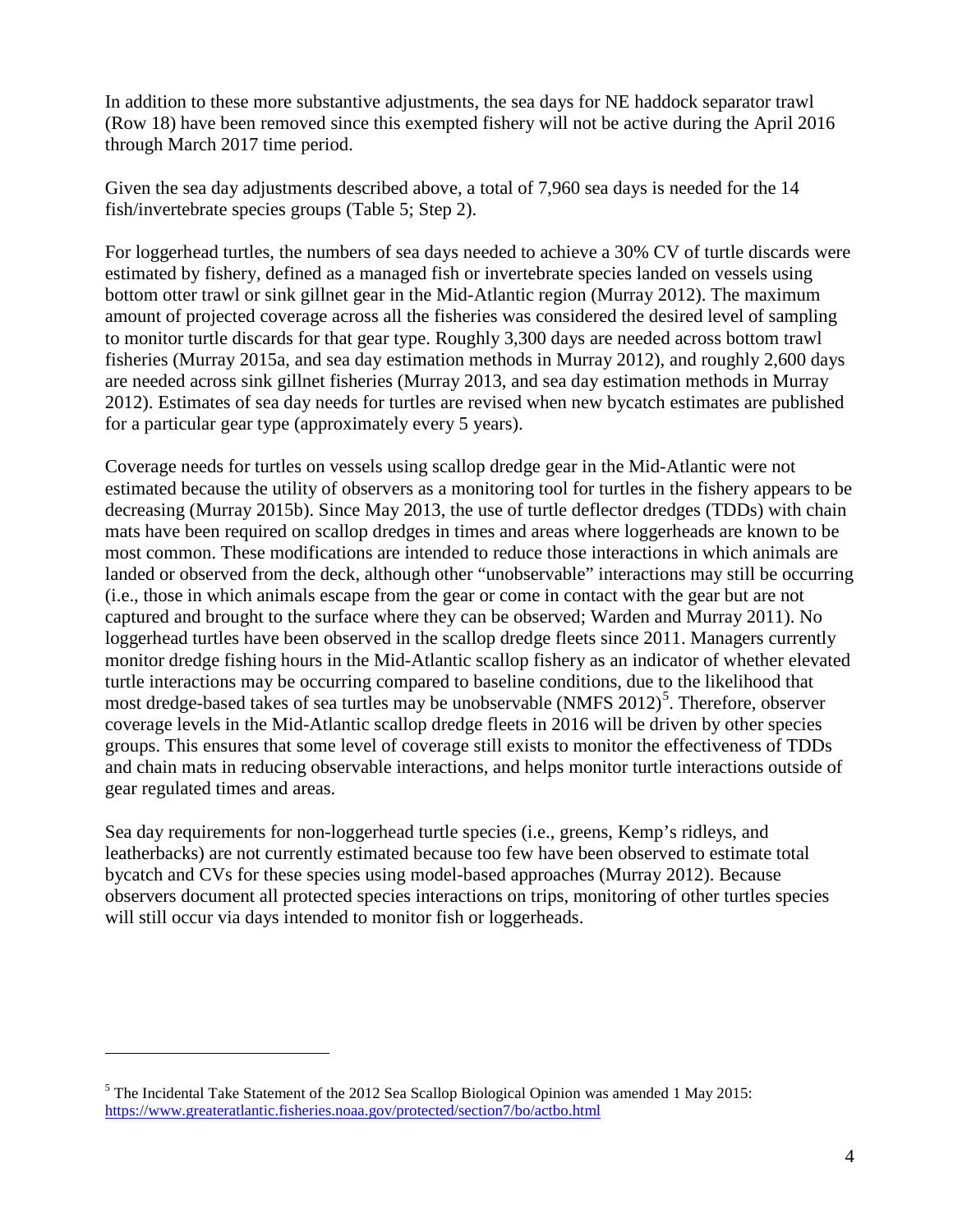In addition to these more substantive adjustments, the sea days for NE haddock separator trawl (Row 18) have been removed since this exempted fishery will not be active during the April 2016 through March 2017 time period.

Given the sea day adjustments described above, a total of 7,960 sea days is needed for the 14 fish/invertebrate species groups (Table 5; Step 2).

For loggerhead turtles, the numbers of sea days needed to achieve a 30% CV of turtle discards were estimated by fishery, defined as a managed fish or invertebrate species landed on vessels using bottom otter trawl or sink gillnet gear in the Mid-Atlantic region (Murray 2012). The maximum amount of projected coverage across all the fisheries was considered the desired level of sampling to monitor turtle discards for that gear type. Roughly 3,300 days are needed across bottom trawl fisheries (Murray 2015a, and sea day estimation methods in Murray 2012), and roughly 2,600 days are needed across sink gillnet fisheries (Murray 2013, and sea day estimation methods in Murray 2012). Estimates of sea day needs for turtles are revised when new bycatch estimates are published for a particular gear type (approximately every 5 years).

Coverage needs for turtles on vessels using scallop dredge gear in the Mid-Atlantic were not estimated because the utility of observers as a monitoring tool for turtles in the fishery appears to be decreasing (Murray 2015b). Since May 2013, the use of turtle deflector dredges (TDDs) with chain mats have been required on scallop dredges in times and areas where loggerheads are known to be most common. These modifications are intended to reduce those interactions in which animals are landed or observed from the deck, although other "unobservable" interactions may still be occurring (i.e., those in which animals escape from the gear or come in contact with the gear but are not captured and brought to the surface where they can be observed; Warden and Murray 2011). No loggerhead turtles have been observed in the scallop dredge fleets since 2011. Managers currently monitor dredge fishing hours in the Mid-Atlantic scallop fishery as an indicator of whether elevated turtle interactions may be occurring compared to baseline conditions, due to the likelihood that most dredge-based takes of sea turtles may be unobservable (NMFS 2012)[5]. Therefore, observer coverage levels in the Mid-Atlantic scallop dredge fleets in 2016 will be driven by other species groups. This ensures that some level of coverage still exists to monitor the effectiveness of TDDs and chain mats in reducing observable interactions, and helps monitor turtle interactions outside of gear regulated times and areas.

Sea day requirements for non-loggerhead turtle species (i.e., greens, Kemp's ridleys, and leatherbacks) are not currently estimated because too few have been observed to estimate total bycatch and CVs for these species using model-based approaches (Murray 2012). Because observers document all protected species interactions on trips, monitoring of other turtles species will still occur via days intended to monitor fish or loggerheads.

---

[5] The Incidental Take Statement of the 2012 Sea Scallop Biological Opinion was amended 1 May 2015: https://www.greateratlantic.fisheries.noaa.gov/protected/section7/bo/actbo.html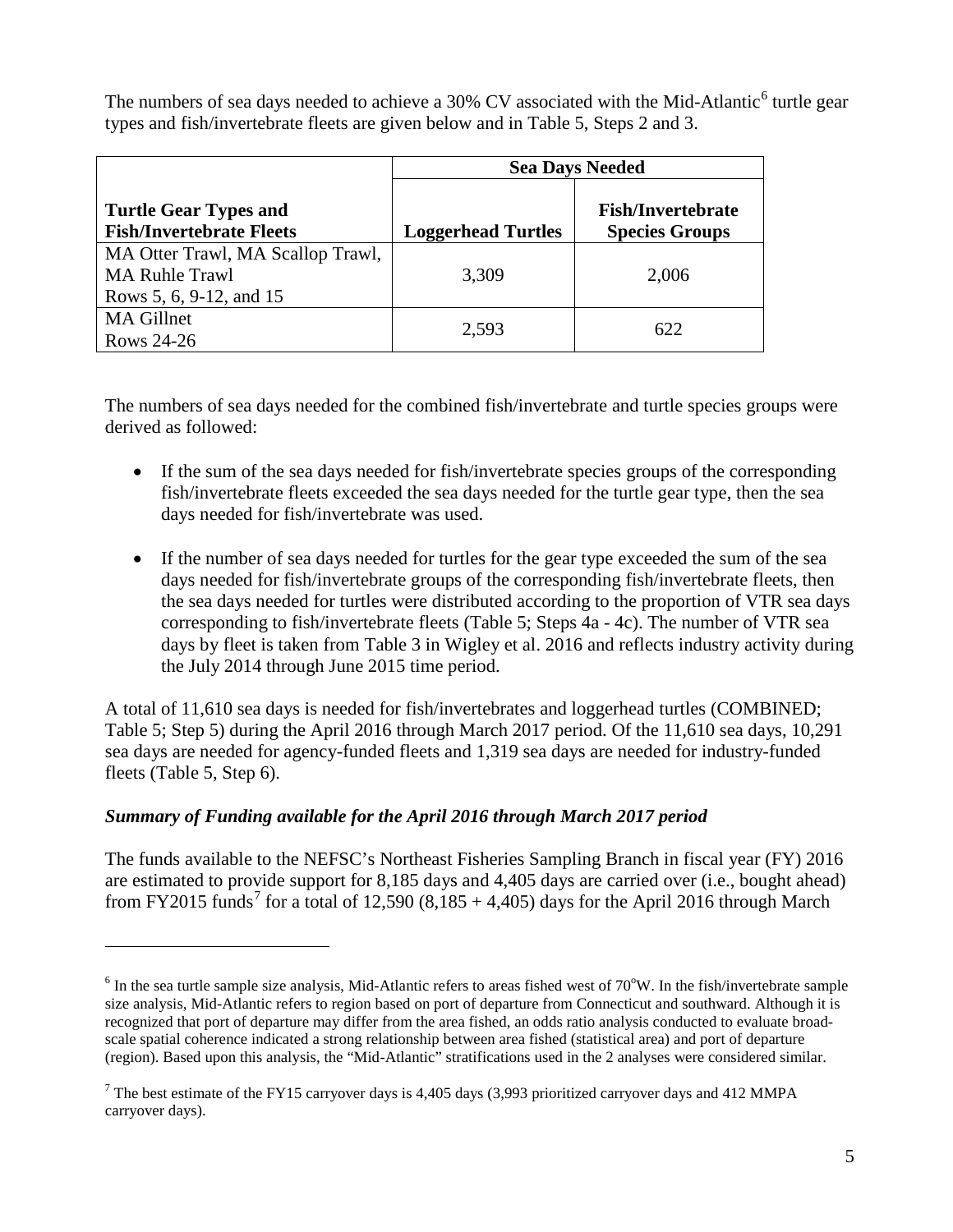The numbers of sea days needed to achieve a 30% CV associated with the Mid-Atlantic[6] turtle gear types and fish/invertebrate fleets are given below and in Table 5, Steps 2 and 3.

| | **Sea Days Needed** | |
|---|---|---|
| **Turtle Gear Types and Fish/Invertebrate Fleets** | **Loggerhead Turtles** | **Fish/Invertebrate Species Groups** |
| MA Otter Trawl, MA Scallop Trawl, MA Ruhle Trawl Rows 5, 6, 9-12, and 15 | 3,309 | 2,006 |
| MA Gillnet Rows 24-26 | 2,593 | 622 |

The numbers of sea days needed for the combined fish/invertebrate and turtle species groups were derived as followed:

- If the sum of the sea days needed for fish/invertebrate species groups of the corresponding fish/invertebrate fleets exceeded the sea days needed for the turtle gear type, then the sea days needed for fish/invertebrate was used.
- If the number of sea days needed for turtles for the gear type exceeded the sum of the sea days needed for fish/invertebrate groups of the corresponding fish/invertebrate fleets, then the sea days needed for turtles were distributed according to the proportion of VTR sea days corresponding to fish/invertebrate fleets (Table 5; Steps 4a - 4c). The number of VTR sea days by fleet is taken from Table 3 in Wigley et al. 2016 and reflects industry activity during the July 2014 through June 2015 time period.

A total of 11,610 sea days is needed for fish/invertebrates and loggerhead turtles (COMBINED; Table 5; Step 5) during the April 2016 through March 2017 period. Of the 11,610 sea days, 10,291 sea days are needed for agency-funded fleets and 1,319 sea days are needed for industry-funded fleets (Table 5, Step 6).

### *Summary of Funding available for the April 2016 through March 2017 period*

The funds available to the NEFSC's Northeast Fisheries Sampling Branch in fiscal year (FY) 2016 are estimated to provide support for 8,185 days and 4,405 days are carried over (i.e., bought ahead) from FY2015 funds[7] for a total of 12,590 (8,185 + 4,405) days for the April 2016 through March

---

[6] In the sea turtle sample size analysis, Mid-Atlantic refers to areas fished west of 70°W. In the fish/invertebrate sample size analysis, Mid-Atlantic refers to region based on port of departure from Connecticut and southward. Although it is recognized that port of departure may differ from the area fished, an odds ratio analysis conducted to evaluate broad-scale spatial coherence indicated a strong relationship between area fished (statistical area) and port of departure (region). Based upon this analysis, the "Mid-Atlantic" stratifications used in the 2 analyses were considered similar.

[7] The best estimate of the FY15 carryover days is 4,405 days (3,993 prioritized carryover days and 412 MMPA carryover days).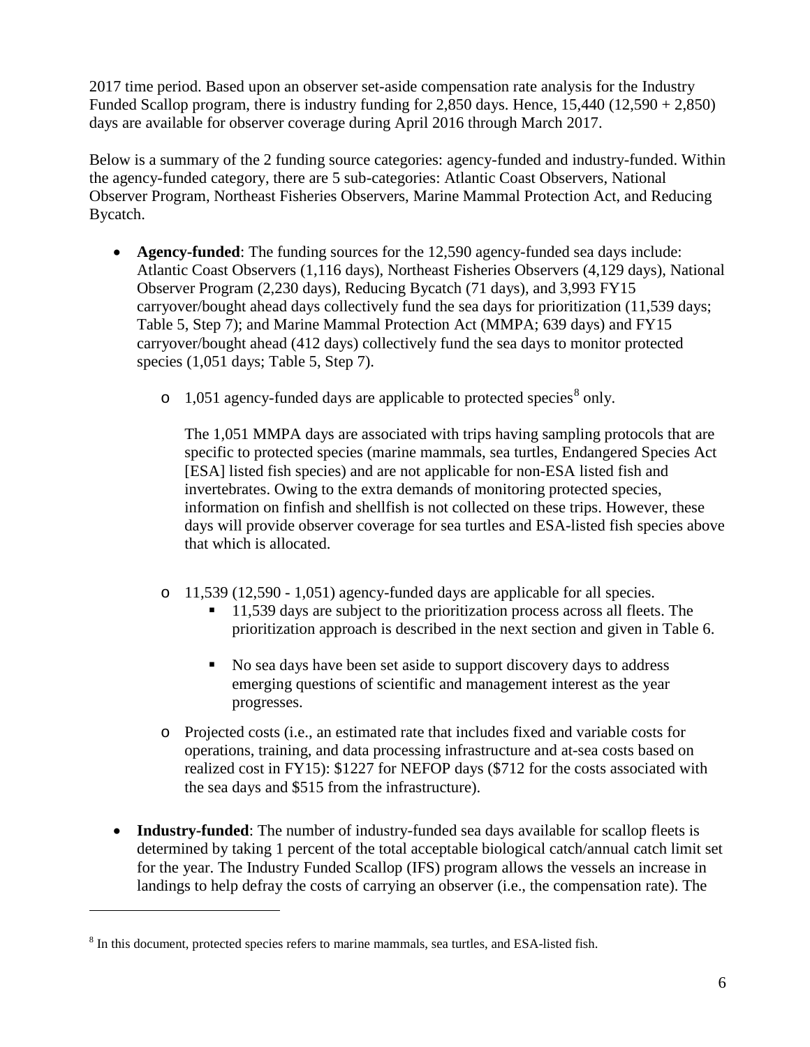2017 time period. Based upon an observer set-aside compensation rate analysis for the Industry Funded Scallop program, there is industry funding for 2,850 days. Hence, 15,440 (12,590 + 2,850) days are available for observer coverage during April 2016 through March 2017.

Below is a summary of the 2 funding source categories: agency-funded and industry-funded. Within the agency-funded category, there are 5 sub-categories: Atlantic Coast Observers, National Observer Program, Northeast Fisheries Observers, Marine Mammal Protection Act, and Reducing Bycatch.

- **Agency-funded**: The funding sources for the 12,590 agency-funded sea days include: Atlantic Coast Observers (1,116 days), Northeast Fisheries Observers (4,129 days), National Observer Program (2,230 days), Reducing Bycatch (71 days), and 3,993 FY15 carryover/bought ahead days collectively fund the sea days for prioritization (11,539 days; Table 5, Step 7); and Marine Mammal Protection Act (MMPA; 639 days) and FY15 carryover/bought ahead (412 days) collectively fund the sea days to monitor protected species (1,051 days; Table 5, Step 7).
    - 1,051 agency-funded days are applicable to protected species[8] only.

      The 1,051 MMPA days are associated with trips having sampling protocols that are specific to protected species (marine mammals, sea turtles, Endangered Species Act [ESA] listed fish species) and are not applicable for non-ESA listed fish and invertebrates. Owing to the extra demands of monitoring protected species, information on finfish and shellfish is not collected on these trips. However, these days will provide observer coverage for sea turtles and ESA-listed fish species above that which is allocated.

    - 11,539 (12,590 - 1,051) agency-funded days are applicable for all species.
        - 11,539 days are subject to the prioritization process across all fleets. The prioritization approach is described in the next section and given in Table 6.
        - No sea days have been set aside to support discovery days to address emerging questions of scientific and management interest as the year progresses.
    - Projected costs (i.e., an estimated rate that includes fixed and variable costs for operations, training, and data processing infrastructure and at-sea costs based on realized cost in FY15): $1227 for NEFOP days ($712 for the costs associated with the sea days and $515 from the infrastructure).

- **Industry-funded**: The number of industry-funded sea days available for scallop fleets is determined by taking 1 percent of the total acceptable biological catch/annual catch limit set for the year. The Industry Funded Scallop (IFS) program allows the vessels an increase in landings to help defray the costs of carrying an observer (i.e., the compensation rate). The

[8] In this document, protected species refers to marine mammals, sea turtles, and ESA-listed fish.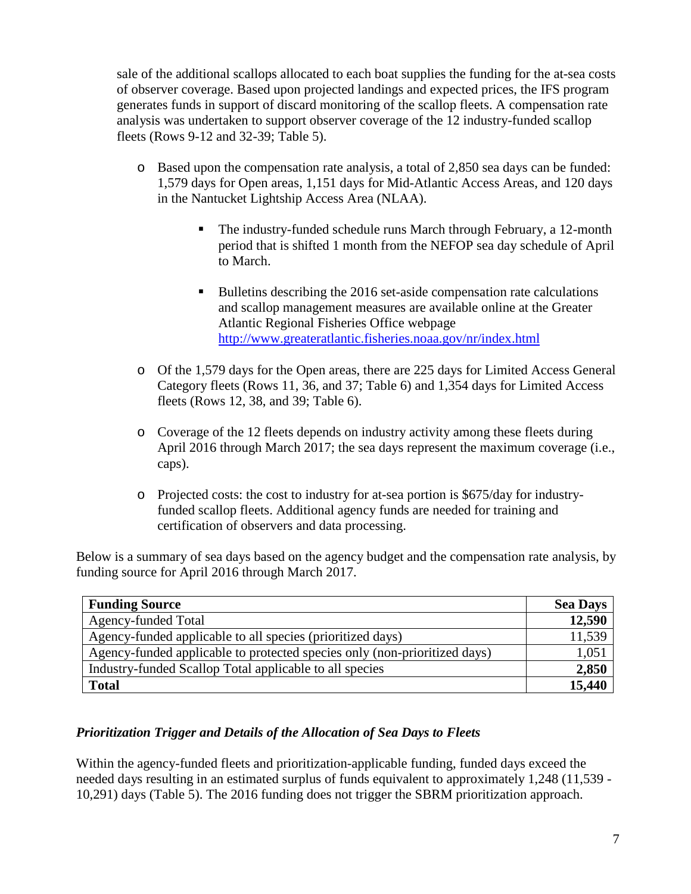sale of the additional scallops allocated to each boat supplies the funding for the at-sea costs of observer coverage. Based upon projected landings and expected prices, the IFS program generates funds in support of discard monitoring of the scallop fleets. A compensation rate analysis was undertaken to support observer coverage of the 12 industry-funded scallop fleets (Rows 9-12 and 32-39; Table 5).

- Based upon the compensation rate analysis, a total of 2,850 sea days can be funded: 1,579 days for Open areas, 1,151 days for Mid-Atlantic Access Areas, and 120 days in the Nantucket Lightship Access Area (NLAA).
    - The industry-funded schedule runs March through February, a 12-month period that is shifted 1 month from the NEFOP sea day schedule of April to March.
    - Bulletins describing the 2016 set-aside compensation rate calculations and scallop management measures are available online at the Greater Atlantic Regional Fisheries Office webpage http://www.greateratlantic.fisheries.noaa.gov/nr/index.html
- Of the 1,579 days for the Open areas, there are 225 days for Limited Access General Category fleets (Rows 11, 36, and 37; Table 6) and 1,354 days for Limited Access fleets (Rows 12, 38, and 39; Table 6).
- Coverage of the 12 fleets depends on industry activity among these fleets during April 2016 through March 2017; the sea days represent the maximum coverage (i.e., caps).
- Projected costs: the cost to industry for at-sea portion is $675/day for industry-funded scallop fleets. Additional agency funds are needed for training and certification of observers and data processing.

Below is a summary of sea days based on the agency budget and the compensation rate analysis, by funding source for April 2016 through March 2017.

| **Funding Source** | **Sea Days** |
|---|---|
| Agency-funded Total | **12,590** |
| Agency-funded applicable to all species (prioritized days) | 11,539 |
| Agency-funded applicable to protected species only (non-prioritized days) | 1,051 |
| Industry-funded Scallop Total applicable to all species | **2,850** |
| **Total** | **15,440** |

### *Prioritization Trigger and Details of the Allocation of Sea Days to Fleets*

Within the agency-funded fleets and prioritization-applicable funding, funded days exceed the needed days resulting in an estimated surplus of funds equivalent to approximately 1,248 (11,539 - 10,291) days (Table 5). The 2016 funding does not trigger the SBRM prioritization approach.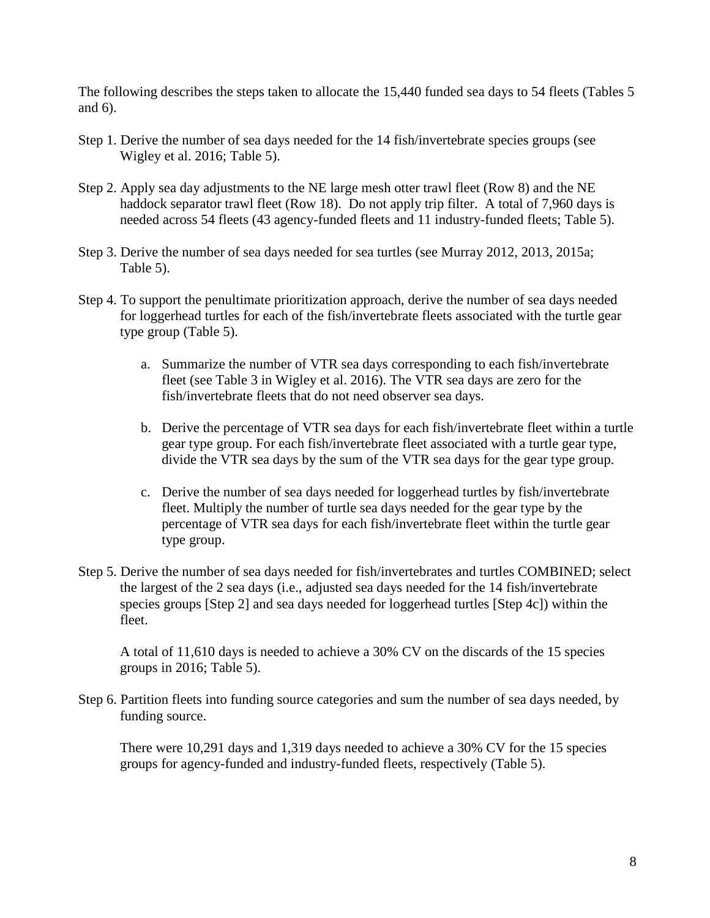The following describes the steps taken to allocate the 15,440 funded sea days to 54 fleets (Tables 5 and 6).

Step 1. Derive the number of sea days needed for the 14 fish/invertebrate species groups (see Wigley et al. 2016; Table 5).

Step 2. Apply sea day adjustments to the NE large mesh otter trawl fleet (Row 8) and the NE haddock separator trawl fleet (Row 18). Do not apply trip filter. A total of 7,960 days is needed across 54 fleets (43 agency-funded fleets and 11 industry-funded fleets; Table 5).

Step 3. Derive the number of sea days needed for sea turtles (see Murray 2012, 2013, 2015a; Table 5).

Step 4. To support the penultimate prioritization approach, derive the number of sea days needed for loggerhead turtles for each of the fish/invertebrate fleets associated with the turtle gear type group (Table 5).

   a. Summarize the number of VTR sea days corresponding to each fish/invertebrate fleet (see Table 3 in Wigley et al. 2016). The VTR sea days are zero for the fish/invertebrate fleets that do not need observer sea days.

   b. Derive the percentage of VTR sea days for each fish/invertebrate fleet within a turtle gear type group. For each fish/invertebrate fleet associated with a turtle gear type, divide the VTR sea days by the sum of the VTR sea days for the gear type group.

   c. Derive the number of sea days needed for loggerhead turtles by fish/invertebrate fleet. Multiply the number of turtle sea days needed for the gear type by the percentage of VTR sea days for each fish/invertebrate fleet within the turtle gear type group.

Step 5. Derive the number of sea days needed for fish/invertebrates and turtles COMBINED; select the largest of the 2 sea days (i.e., adjusted sea days needed for the 14 fish/invertebrate species groups [Step 2] and sea days needed for loggerhead turtles [Step 4c]) within the fleet.

   A total of 11,610 days is needed to achieve a 30% CV on the discards of the 15 species groups in 2016; Table 5).

Step 6. Partition fleets into funding source categories and sum the number of sea days needed, by funding source.

   There were 10,291 days and 1,319 days needed to achieve a 30% CV for the 15 species groups for agency-funded and industry-funded fleets, respectively (Table 5).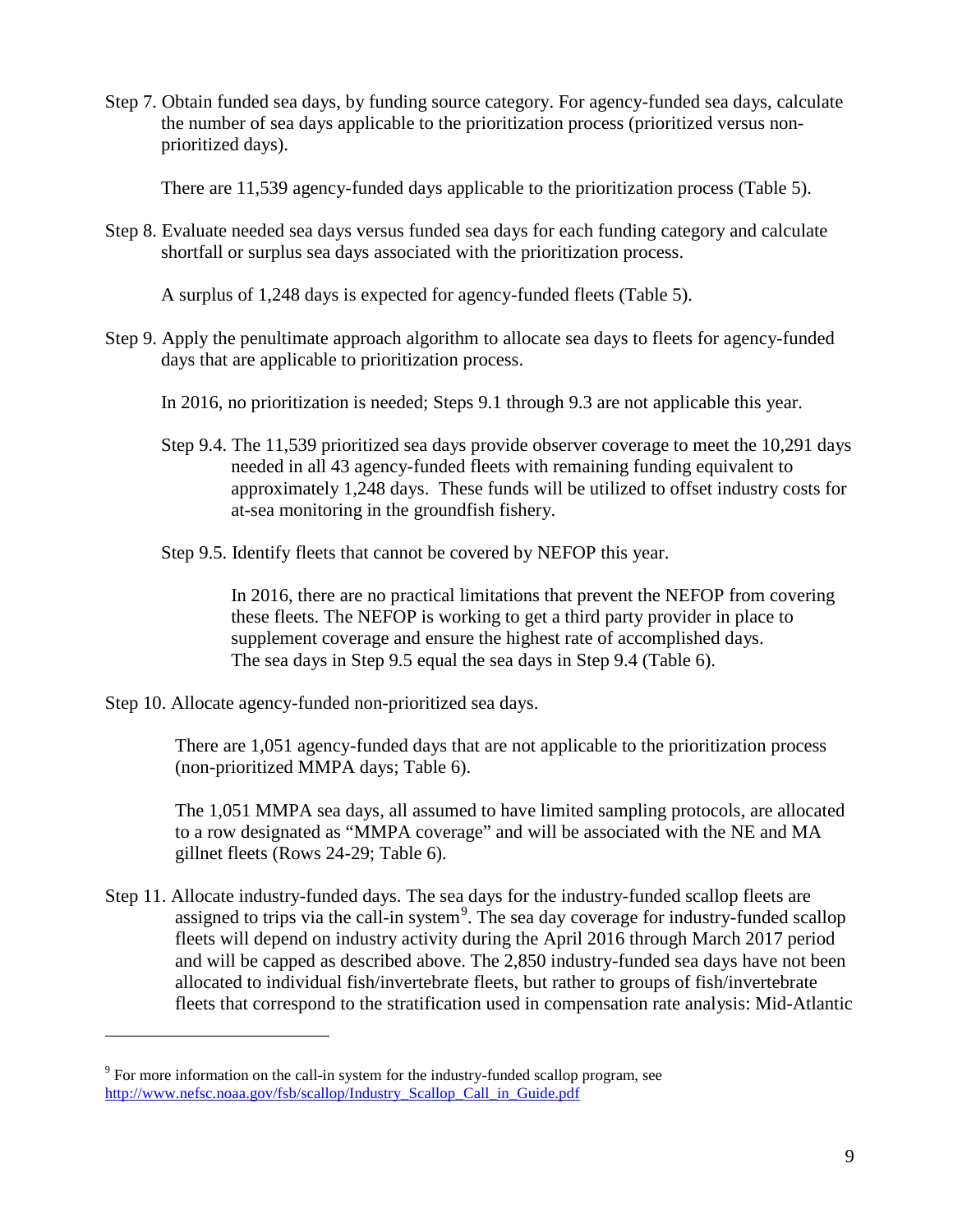Step 7. Obtain funded sea days, by funding source category. For agency-funded sea days, calculate the number of sea days applicable to the prioritization process (prioritized versus non-prioritized days).

There are 11,539 agency-funded days applicable to the prioritization process (Table 5).

Step 8. Evaluate needed sea days versus funded sea days for each funding category and calculate shortfall or surplus sea days associated with the prioritization process.

A surplus of 1,248 days is expected for agency-funded fleets (Table 5).

Step 9. Apply the penultimate approach algorithm to allocate sea days to fleets for agency-funded days that are applicable to prioritization process.

In 2016, no prioritization is needed; Steps 9.1 through 9.3 are not applicable this year.

Step 9.4. The 11,539 prioritized sea days provide observer coverage to meet the 10,291 days needed in all 43 agency-funded fleets with remaining funding equivalent to approximately 1,248 days. These funds will be utilized to offset industry costs for at-sea monitoring in the groundfish fishery.

Step 9.5. Identify fleets that cannot be covered by NEFOP this year.

In 2016, there are no practical limitations that prevent the NEFOP from covering these fleets. The NEFOP is working to get a third party provider in place to supplement coverage and ensure the highest rate of accomplished days. The sea days in Step 9.5 equal the sea days in Step 9.4 (Table 6).

Step 10. Allocate agency-funded non-prioritized sea days.

There are 1,051 agency-funded days that are not applicable to the prioritization process (non-prioritized MMPA days; Table 6).

The 1,051 MMPA sea days, all assumed to have limited sampling protocols, are allocated to a row designated as "MMPA coverage" and will be associated with the NE and MA gillnet fleets (Rows 24-29; Table 6).

Step 11. Allocate industry-funded days. The sea days for the industry-funded scallop fleets are assigned to trips via the call-in system[9]. The sea day coverage for industry-funded scallop fleets will depend on industry activity during the April 2016 through March 2017 period and will be capped as described above. The 2,850 industry-funded sea days have not been allocated to individual fish/invertebrate fleets, but rather to groups of fish/invertebrate fleets that correspond to the stratification used in compensation rate analysis: Mid-Atlantic

[9] For more information on the call-in system for the industry-funded scallop program, see http://www.nefsc.noaa.gov/fsb/scallop/Industry_Scallop_Call_in_Guide.pdf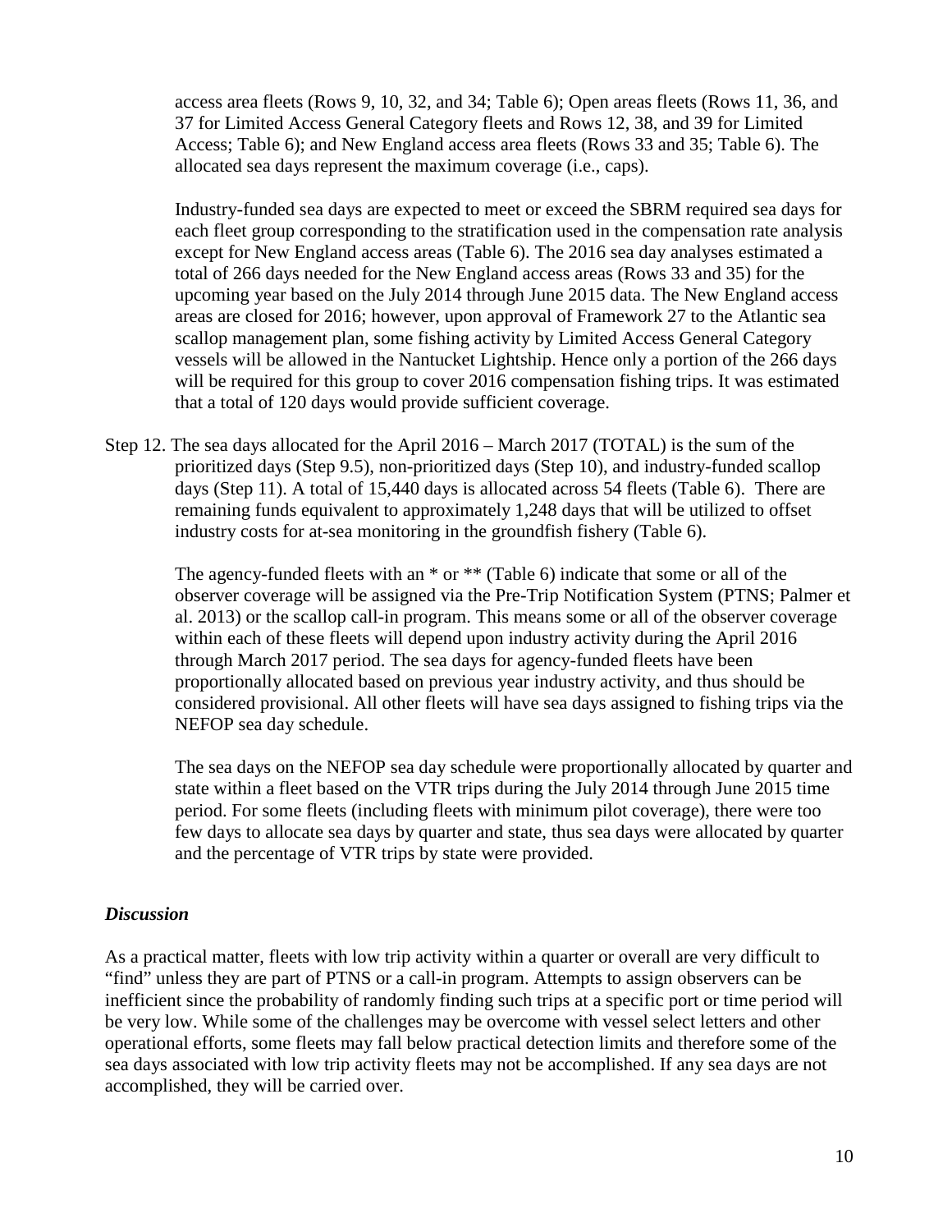access area fleets (Rows 9, 10, 32, and 34; Table 6); Open areas fleets (Rows 11, 36, and 37 for Limited Access General Category fleets and Rows 12, 38, and 39 for Limited Access; Table 6); and New England access area fleets (Rows 33 and 35; Table 6). The allocated sea days represent the maximum coverage (i.e., caps).

Industry-funded sea days are expected to meet or exceed the SBRM required sea days for each fleet group corresponding to the stratification used in the compensation rate analysis except for New England access areas (Table 6). The 2016 sea day analyses estimated a total of 266 days needed for the New England access areas (Rows 33 and 35) for the upcoming year based on the July 2014 through June 2015 data. The New England access areas are closed for 2016; however, upon approval of Framework 27 to the Atlantic sea scallop management plan, some fishing activity by Limited Access General Category vessels will be allowed in the Nantucket Lightship. Hence only a portion of the 266 days will be required for this group to cover 2016 compensation fishing trips. It was estimated that a total of 120 days would provide sufficient coverage.

Step 12. The sea days allocated for the April 2016 – March 2017 (TOTAL) is the sum of the prioritized days (Step 9.5), non-prioritized days (Step 10), and industry-funded scallop days (Step 11). A total of 15,440 days is allocated across 54 fleets (Table 6). There are remaining funds equivalent to approximately 1,248 days that will be utilized to offset industry costs for at-sea monitoring in the groundfish fishery (Table 6).

The agency-funded fleets with an * or ** (Table 6) indicate that some or all of the observer coverage will be assigned via the Pre-Trip Notification System (PTNS; Palmer et al. 2013) or the scallop call-in program. This means some or all of the observer coverage within each of these fleets will depend upon industry activity during the April 2016 through March 2017 period. The sea days for agency-funded fleets have been proportionally allocated based on previous year industry activity, and thus should be considered provisional. All other fleets will have sea days assigned to fishing trips via the NEFOP sea day schedule.

The sea days on the NEFOP sea day schedule were proportionally allocated by quarter and state within a fleet based on the VTR trips during the July 2014 through June 2015 time period. For some fleets (including fleets with minimum pilot coverage), there were too few days to allocate sea days by quarter and state, thus sea days were allocated by quarter and the percentage of VTR trips by state were provided.

### *Discussion*

As a practical matter, fleets with low trip activity within a quarter or overall are very difficult to "find" unless they are part of PTNS or a call-in program. Attempts to assign observers can be inefficient since the probability of randomly finding such trips at a specific port or time period will be very low. While some of the challenges may be overcome with vessel select letters and other operational efforts, some fleets may fall below practical detection limits and therefore some of the sea days associated with low trip activity fleets may not be accomplished. If any sea days are not accomplished, they will be carried over.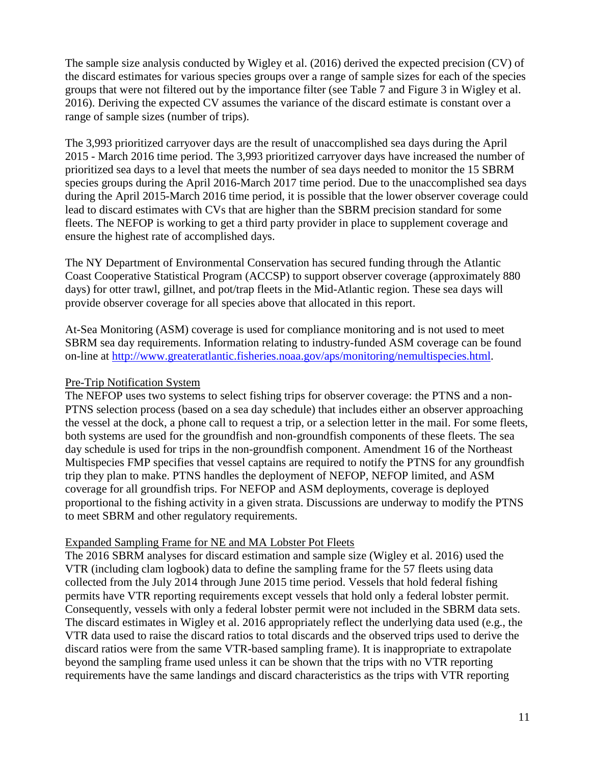The sample size analysis conducted by Wigley et al. (2016) derived the expected precision (CV) of the discard estimates for various species groups over a range of sample sizes for each of the species groups that were not filtered out by the importance filter (see Table 7 and Figure 3 in Wigley et al. 2016). Deriving the expected CV assumes the variance of the discard estimate is constant over a range of sample sizes (number of trips).

The 3,993 prioritized carryover days are the result of unaccomplished sea days during the April 2015 - March 2016 time period. The 3,993 prioritized carryover days have increased the number of prioritized sea days to a level that meets the number of sea days needed to monitor the 15 SBRM species groups during the April 2016-March 2017 time period. Due to the unaccomplished sea days during the April 2015-March 2016 time period, it is possible that the lower observer coverage could lead to discard estimates with CVs that are higher than the SBRM precision standard for some fleets. The NEFOP is working to get a third party provider in place to supplement coverage and ensure the highest rate of accomplished days.

The NY Department of Environmental Conservation has secured funding through the Atlantic Coast Cooperative Statistical Program (ACCSP) to support observer coverage (approximately 880 days) for otter trawl, gillnet, and pot/trap fleets in the Mid-Atlantic region. These sea days will provide observer coverage for all species above that allocated in this report.

At-Sea Monitoring (ASM) coverage is used for compliance monitoring and is not used to meet SBRM sea day requirements. Information relating to industry-funded ASM coverage can be found on-line at [http://www.greateratlantic.fisheries.noaa.gov/aps/monitoring/nemultispecies.html](http://www.greateratlantic.fisheries.noaa.gov/aps/monitoring/nemultispecies.html).

### Pre-Trip Notification System

The NEFOP uses two systems to select fishing trips for observer coverage: the PTNS and a non-PTNS selection process (based on a sea day schedule) that includes either an observer approaching the vessel at the dock, a phone call to request a trip, or a selection letter in the mail. For some fleets, both systems are used for the groundfish and non-groundfish components of these fleets. The sea day schedule is used for trips in the non-groundfish component. Amendment 16 of the Northeast Multispecies FMP specifies that vessel captains are required to notify the PTNS for any groundfish trip they plan to make. PTNS handles the deployment of NEFOP, NEFOP limited, and ASM coverage for all groundfish trips. For NEFOP and ASM deployments, coverage is deployed proportional to the fishing activity in a given strata. Discussions are underway to modify the PTNS to meet SBRM and other regulatory requirements.

### Expanded Sampling Frame for NE and MA Lobster Pot Fleets

The 2016 SBRM analyses for discard estimation and sample size (Wigley et al. 2016) used the VTR (including clam logbook) data to define the sampling frame for the 57 fleets using data collected from the July 2014 through June 2015 time period. Vessels that hold federal fishing permits have VTR reporting requirements except vessels that hold only a federal lobster permit. Consequently, vessels with only a federal lobster permit were not included in the SBRM data sets. The discard estimates in Wigley et al. 2016 appropriately reflect the underlying data used (e.g., the VTR data used to raise the discard ratios to total discards and the observed trips used to derive the discard ratios were from the same VTR-based sampling frame). It is inappropriate to extrapolate beyond the sampling frame used unless it can be shown that the trips with no VTR reporting requirements have the same landings and discard characteristics as the trips with VTR reporting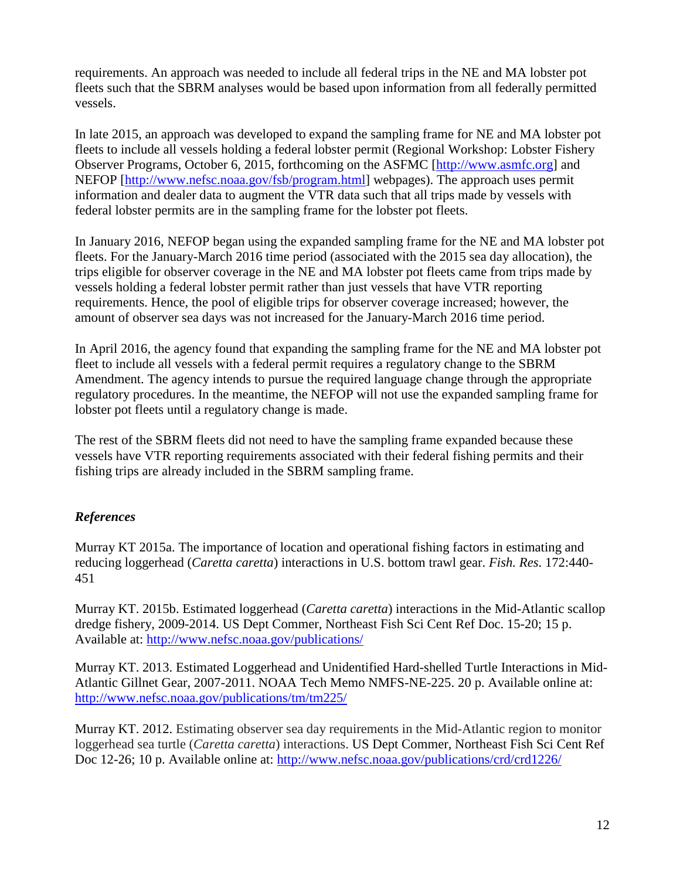requirements. An approach was needed to include all federal trips in the NE and MA lobster pot fleets such that the SBRM analyses would be based upon information from all federally permitted vessels.

In late 2015, an approach was developed to expand the sampling frame for NE and MA lobster pot fleets to include all vessels holding a federal lobster permit (Regional Workshop: Lobster Fishery Observer Programs, October 6, 2015, forthcoming on the ASFMC [http://www.asmfc.org] and NEFOP [http://www.nefsc.noaa.gov/fsb/program.html] webpages). The approach uses permit information and dealer data to augment the VTR data such that all trips made by vessels with federal lobster permits are in the sampling frame for the lobster pot fleets.

In January 2016, NEFOP began using the expanded sampling frame for the NE and MA lobster pot fleets. For the January-March 2016 time period (associated with the 2015 sea day allocation), the trips eligible for observer coverage in the NE and MA lobster pot fleets came from trips made by vessels holding a federal lobster permit rather than just vessels that have VTR reporting requirements. Hence, the pool of eligible trips for observer coverage increased; however, the amount of observer sea days was not increased for the January-March 2016 time period.

In April 2016, the agency found that expanding the sampling frame for the NE and MA lobster pot fleet to include all vessels with a federal permit requires a regulatory change to the SBRM Amendment. The agency intends to pursue the required language change through the appropriate regulatory procedures. In the meantime, the NEFOP will not use the expanded sampling frame for lobster pot fleets until a regulatory change is made.

The rest of the SBRM fleets did not need to have the sampling frame expanded because these vessels have VTR reporting requirements associated with their federal fishing permits and their fishing trips are already included in the SBRM sampling frame.

### *References*

Murray KT 2015a. The importance of location and operational fishing factors in estimating and reducing loggerhead (*Caretta caretta*) interactions in U.S. bottom trawl gear. *Fish. Res*. 172:440-451

Murray KT. 2015b. Estimated loggerhead (*Caretta caretta*) interactions in the Mid-Atlantic scallop dredge fishery, 2009-2014. US Dept Commer, Northeast Fish Sci Cent Ref Doc. 15-20; 15 p. Available at: http://www.nefsc.noaa.gov/publications/

Murray KT. 2013. Estimated Loggerhead and Unidentified Hard-shelled Turtle Interactions in Mid-Atlantic Gillnet Gear, 2007-2011. NOAA Tech Memo NMFS-NE-225. 20 p. Available online at: http://www.nefsc.noaa.gov/publications/tm/tm225/

Murray KT. 2012. Estimating observer sea day requirements in the Mid-Atlantic region to monitor loggerhead sea turtle (*Caretta caretta*) interactions. US Dept Commer, Northeast Fish Sci Cent Ref Doc 12-26; 10 p. Available online at: http://www.nefsc.noaa.gov/publications/crd/crd1226/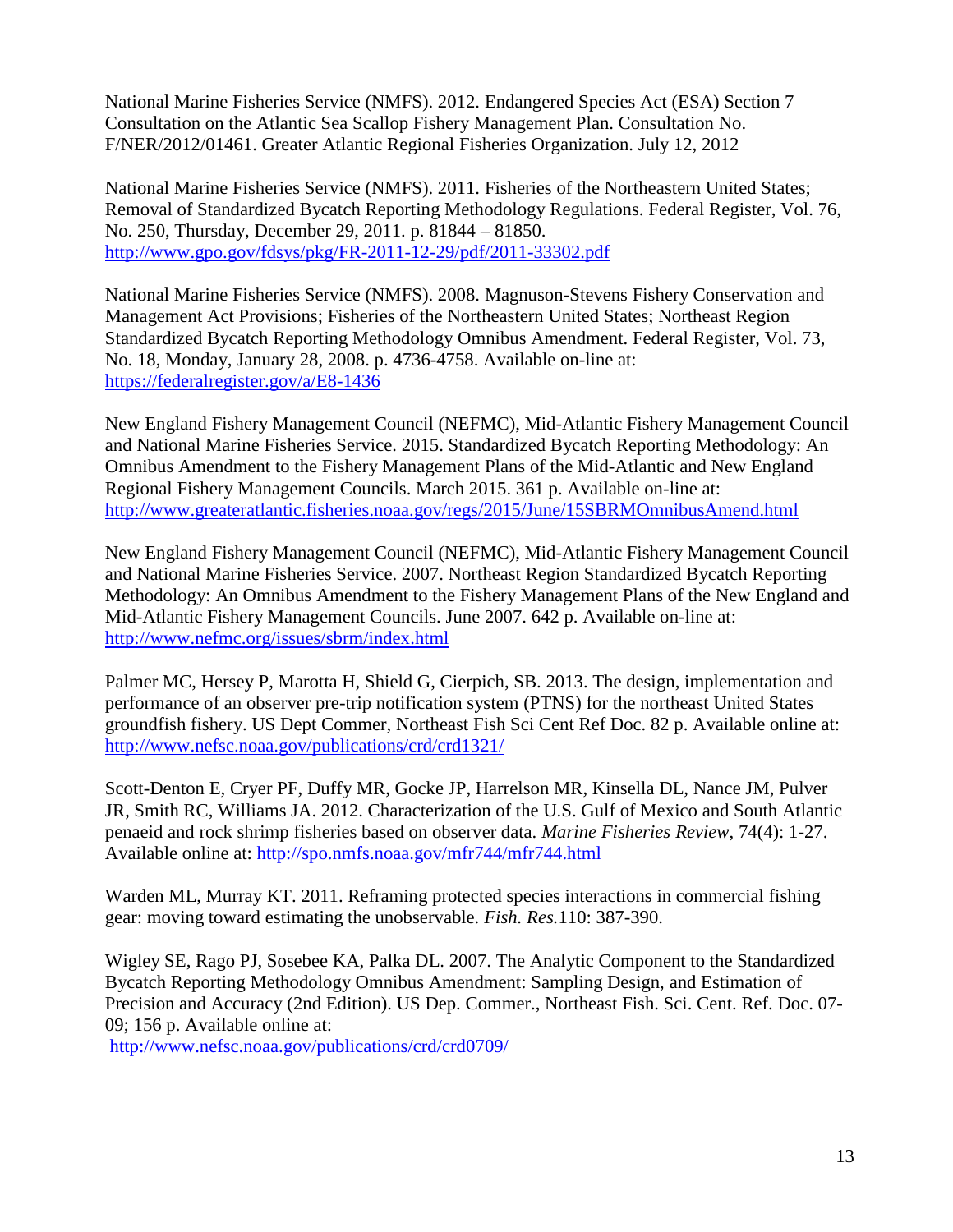National Marine Fisheries Service (NMFS). 2012. Endangered Species Act (ESA) Section 7 Consultation on the Atlantic Sea Scallop Fishery Management Plan. Consultation No. F/NER/2012/01461. Greater Atlantic Regional Fisheries Organization. July 12, 2012

National Marine Fisheries Service (NMFS). 2011. Fisheries of the Northeastern United States; Removal of Standardized Bycatch Reporting Methodology Regulations. Federal Register, Vol. 76, No. 250, Thursday, December 29, 2011. p. 81844 – 81850. http://www.gpo.gov/fdsys/pkg/FR-2011-12-29/pdf/2011-33302.pdf

National Marine Fisheries Service (NMFS). 2008. Magnuson-Stevens Fishery Conservation and Management Act Provisions; Fisheries of the Northeastern United States; Northeast Region Standardized Bycatch Reporting Methodology Omnibus Amendment. Federal Register, Vol. 73, No. 18, Monday, January 28, 2008. p. 4736-4758. Available on-line at: https://federalregister.gov/a/E8-1436

New England Fishery Management Council (NEFMC), Mid-Atlantic Fishery Management Council and National Marine Fisheries Service. 2015. Standardized Bycatch Reporting Methodology: An Omnibus Amendment to the Fishery Management Plans of the Mid-Atlantic and New England Regional Fishery Management Councils. March 2015. 361 p. Available on-line at: http://www.greateratlantic.fisheries.noaa.gov/regs/2015/June/15SBRMOmnibusAmend.html

New England Fishery Management Council (NEFMC), Mid-Atlantic Fishery Management Council and National Marine Fisheries Service. 2007. Northeast Region Standardized Bycatch Reporting Methodology: An Omnibus Amendment to the Fishery Management Plans of the New England and Mid-Atlantic Fishery Management Councils. June 2007. 642 p. Available on-line at: http://www.nefmc.org/issues/sbrm/index.html

Palmer MC, Hersey P, Marotta H, Shield G, Cierpich, SB. 2013. The design, implementation and performance of an observer pre-trip notification system (PTNS) for the northeast United States groundfish fishery. US Dept Commer, Northeast Fish Sci Cent Ref Doc. 82 p. Available online at: http://www.nefsc.noaa.gov/publications/crd/crd1321/

Scott-Denton E, Cryer PF, Duffy MR, Gocke JP, Harrelson MR, Kinsella DL, Nance JM, Pulver JR, Smith RC, Williams JA. 2012. Characterization of the U.S. Gulf of Mexico and South Atlantic penaeid and rock shrimp fisheries based on observer data. *Marine Fisheries Review*, 74(4): 1-27. Available online at: http://spo.nmfs.noaa.gov/mfr744/mfr744.html

Warden ML, Murray KT. 2011. Reframing protected species interactions in commercial fishing gear: moving toward estimating the unobservable. *Fish. Res.*110: 387-390.

Wigley SE, Rago PJ, Sosebee KA, Palka DL. 2007. The Analytic Component to the Standardized Bycatch Reporting Methodology Omnibus Amendment: Sampling Design, and Estimation of Precision and Accuracy (2nd Edition). US Dep. Commer., Northeast Fish. Sci. Cent. Ref. Doc. 07-09; 156 p. Available online at: http://www.nefsc.noaa.gov/publications/crd/crd0709/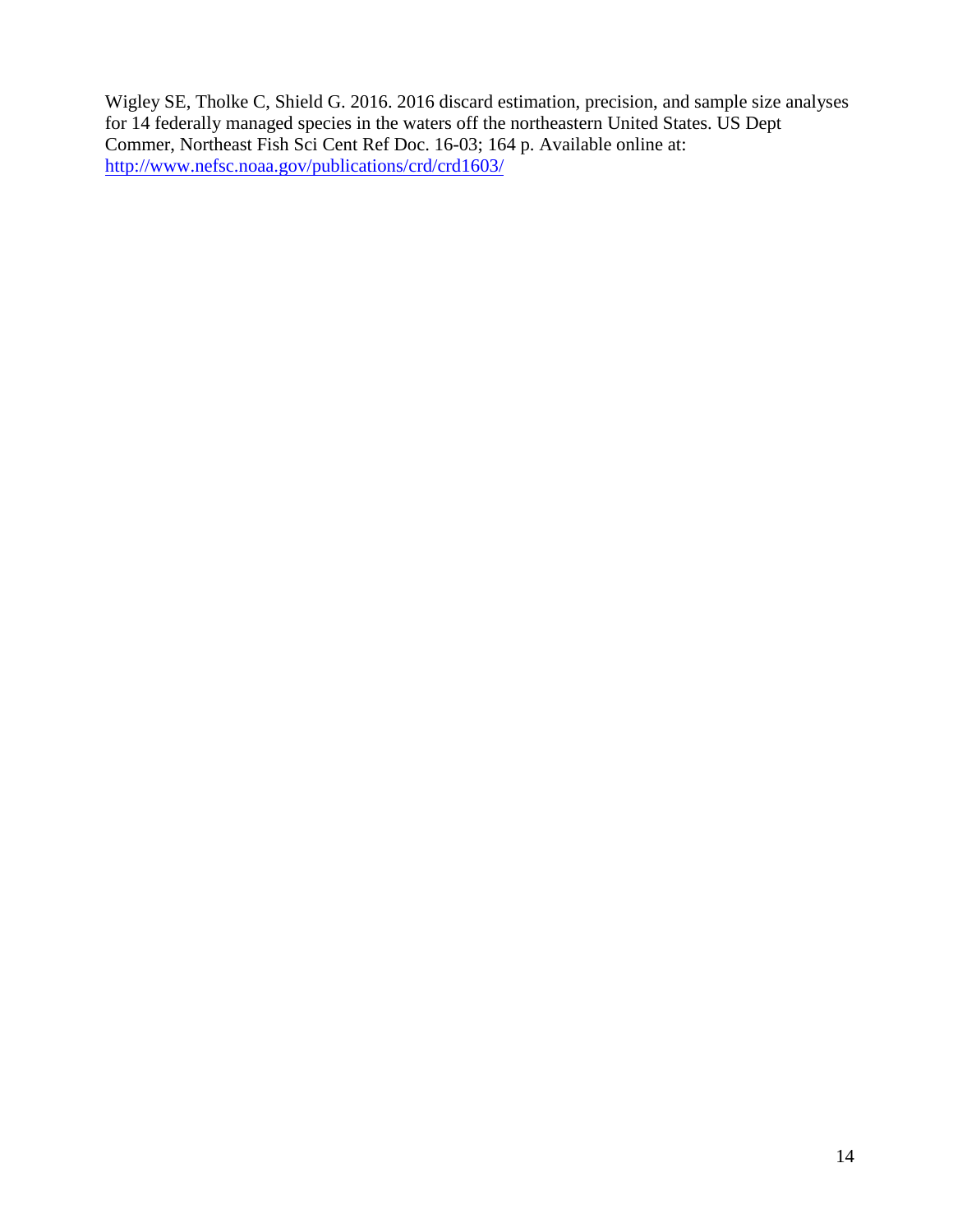Wigley SE, Tholke C, Shield G. 2016. 2016 discard estimation, precision, and sample size analyses for 14 federally managed species in the waters off the northeastern United States. US Dept Commer, Northeast Fish Sci Cent Ref Doc. 16-03; 164 p. Available online at: [http://www.nefsc.noaa.gov/publications/crd/crd1603/](http://www.nefsc.noaa.gov/publications/crd/crd1603/)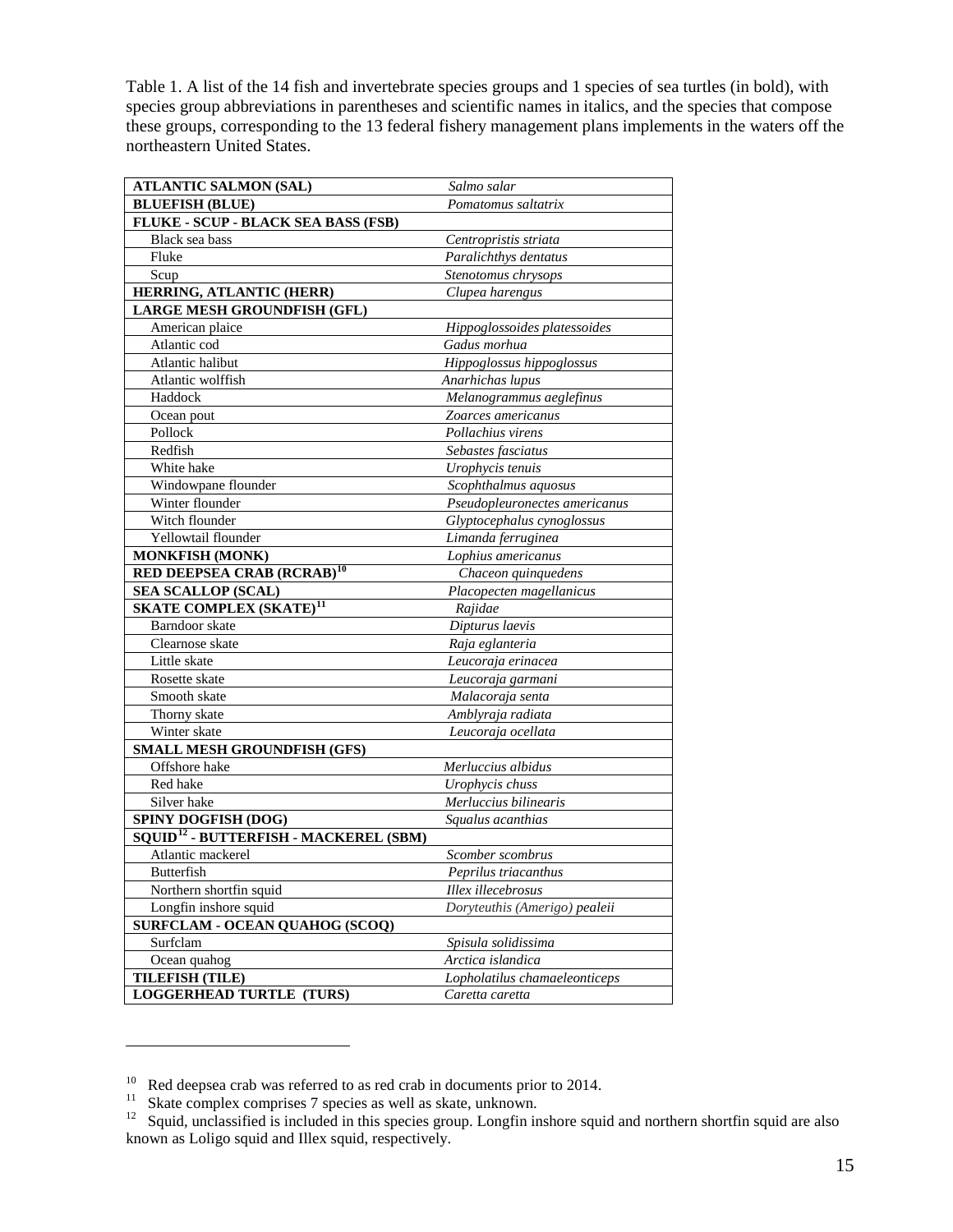Table 1. A list of the 14 fish and invertebrate species groups and 1 species of sea turtles (in bold), with species group abbreviations in parentheses and scientific names in italics, and the species that compose these groups, corresponding to the 13 federal fishery management plans implements in the waters off the northeastern United States.

| | |
|---|---|
| **ATLANTIC SALMON (SAL)** | *Salmo salar* |
| **BLUEFISH (BLUE)** | *Pomatomus saltatrix* |
| **FLUKE - SCUP - BLACK SEA BASS (FSB)** | |
| Black sea bass | *Centropristis striata* |
| Fluke | *Paralichthys dentatus* |
| Scup | *Stenotomus chrysops* |
| **HERRING, ATLANTIC (HERR)** | *Clupea harengus* |
| **LARGE MESH GROUNDFISH (GFL)** | |
| American plaice | *Hippoglossoides platessoides* |
| Atlantic cod | *Gadus morhua* |
| Atlantic halibut | *Hippoglossus hippoglossus* |
| Atlantic wolffish | *Anarhichas lupus* |
| Haddock | *Melanogrammus aeglefinus* |
| Ocean pout | *Zoarces americanus* |
| Pollock | *Pollachius virens* |
| Redfish | *Sebastes fasciatus* |
| White hake | *Urophycis tenuis* |
| Windowpane flounder | *Scophthalmus aquosus* |
| Winter flounder | *Pseudopleuronectes americanus* |
| Witch flounder | *Glyptocephalus cynoglossus* |
| Yellowtail flounder | *Limanda ferruginea* |
| **MONKFISH (MONK)** | *Lophius americanus* |
| **RED DEEPSEA CRAB (RCRAB)**[10] | *Chaceon quinquedens* |
| **SEA SCALLOP (SCAL)** | *Placopecten magellanicus* |
| **SKATE COMPLEX (SKATE)**[11] | *Rajidae* |
| Barndoor skate | *Dipturus laevis* |
| Clearnose skate | *Raja eglanteria* |
| Little skate | *Leucoraja erinacea* |
| Rosette skate | *Leucoraja garmani* |
| Smooth skate | *Malacoraja senta* |
| Thorny skate | *Amblyraja radiata* |
| Winter skate | *Leucoraja ocellata* |
| **SMALL MESH GROUNDFISH (GFS)** | |
| Offshore hake | *Merluccius albidus* |
| Red hake | *Urophycis chuss* |
| Silver hake | *Merluccius bilinearis* |
| **SPINY DOGFISH (DOG)** | *Squalus acanthias* |
| **SQUID[12] - BUTTERFISH - MACKEREL (SBM)** | |
| Atlantic mackerel | *Scomber scombrus* |
| Butterfish | *Peprilus triacanthus* |
| Northern shortfin squid | *Illex illecebrosus* |
| Longfin inshore squid | *Doryteuthis (Amerigo) pealeii* |
| **SURFCLAM - OCEAN QUAHOG (SCOQ)** | |
| Surfclam | *Spisula solidissima* |
| Ocean quahog | *Arctica islandica* |
| **TILEFISH (TILE)** | *Lopholatilus chamaeleonticeps* |
| **LOGGERHEAD TURTLE (TURS)** | *Caretta caretta* |

[10] Red deepsea crab was referred to as red crab in documents prior to 2014.

[11] Skate complex comprises 7 species as well as skate, unknown.

[12] Squid, unclassified is included in this species group. Longfin inshore squid and northern shortfin squid are also known as Loligo squid and Illex squid, respectively.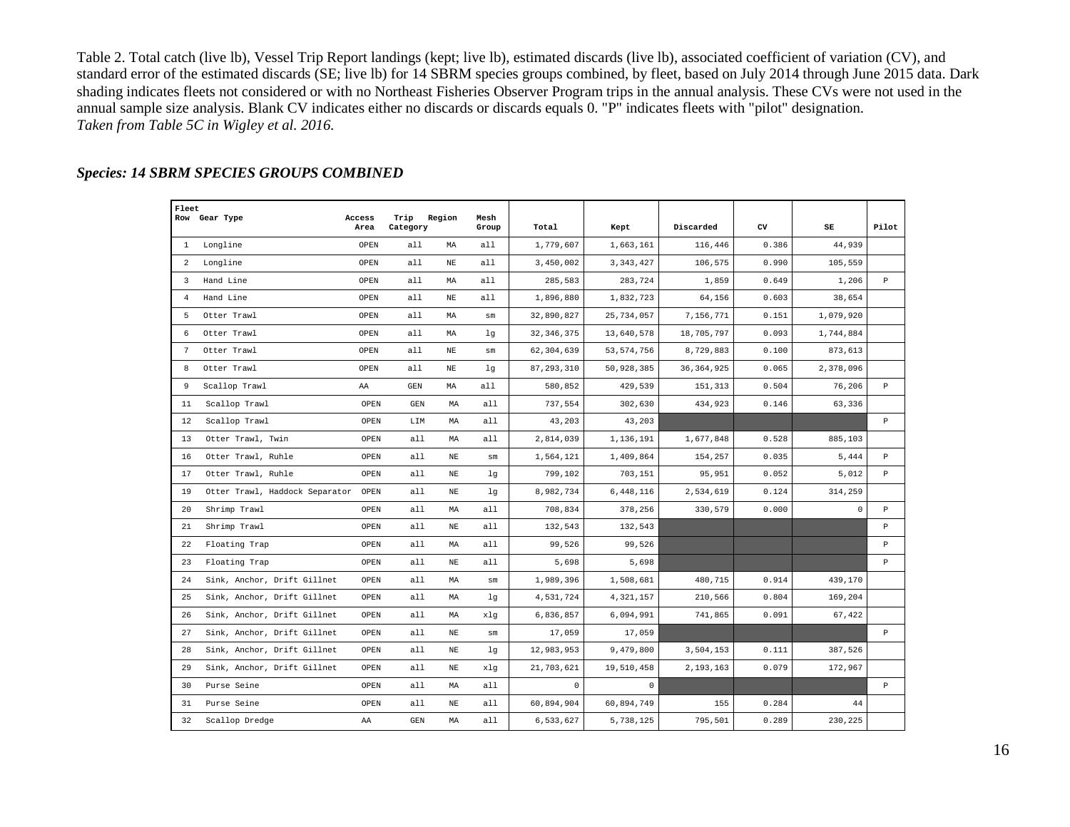Table 2. Total catch (live lb), Vessel Trip Report landings (kept; live lb), estimated discards (live lb), associated coefficient of variation (CV), and standard error of the estimated discards (SE; live lb) for 14 SBRM species groups combined, by fleet, based on July 2014 through June 2015 data. Dark shading indicates fleets not considered or with no Northeast Fisheries Observer Program trips in the annual analysis. These CVs were not used in the annual sample size analysis. Blank CV indicates either no discards or discards equals 0. "P" indicates fleets with "pilot" designation.
*Taken from Table 5C in Wigley et al. 2016.*

***Species: 14 SBRM SPECIES GROUPS COMBINED***

| Fleet Row | Gear Type | Access Area | Trip Category | Region | Mesh Group | Total | Kept | Discarded | CV | SE | Pilot |
|---|---|---|---|---|---|---|---|---|---|---|---|
| 1 | Longline | OPEN | all | MA | all | 1,779,607 | 1,663,161 | 116,446 | 0.386 | 44,939 | |
| 2 | Longline | OPEN | all | NE | all | 3,450,002 | 3,343,427 | 106,575 | 0.990 | 105,559 | |
| 3 | Hand Line | OPEN | all | MA | all | 285,583 | 283,724 | 1,859 | 0.649 | 1,206 | P |
| 4 | Hand Line | OPEN | all | NE | all | 1,896,880 | 1,832,723 | 64,156 | 0.603 | 38,654 | |
| 5 | Otter Trawl | OPEN | all | MA | sm | 32,890,827 | 25,734,057 | 7,156,771 | 0.151 | 1,079,920 | |
| 6 | Otter Trawl | OPEN | all | MA | lg | 32,346,375 | 13,640,578 | 18,705,797 | 0.093 | 1,744,884 | |
| 7 | Otter Trawl | OPEN | all | NE | sm | 62,304,639 | 53,574,756 | 8,729,883 | 0.100 | 873,613 | |
| 8 | Otter Trawl | OPEN | all | NE | lg | 87,293,310 | 50,928,385 | 36,364,925 | 0.065 | 2,378,096 | |
| 9 | Scallop Trawl | AA | GEN | MA | all | 580,852 | 429,539 | 151,313 | 0.504 | 76,206 | P |
| 11 | Scallop Trawl | OPEN | GEN | MA | all | 737,554 | 302,630 | 434,923 | 0.146 | 63,336 | |
| 12 | Scallop Trawl | OPEN | LIM | MA | all | 43,203 | 43,203 | | | | P |
| 13 | Otter Trawl, Twin | OPEN | all | MA | all | 2,814,039 | 1,136,191 | 1,677,848 | 0.528 | 885,103 | |
| 16 | Otter Trawl, Ruhle | OPEN | all | NE | sm | 1,564,121 | 1,409,864 | 154,257 | 0.035 | 5,444 | P |
| 17 | Otter Trawl, Ruhle | OPEN | all | NE | lg | 799,102 | 703,151 | 95,951 | 0.052 | 5,012 | P |
| 19 | Otter Trawl, Haddock Separator | OPEN | all | NE | lg | 8,982,734 | 6,448,116 | 2,534,619 | 0.124 | 314,259 | |
| 20 | Shrimp Trawl | OPEN | all | MA | all | 708,834 | 378,256 | 330,579 | 0.000 | 0 | P |
| 21 | Shrimp Trawl | OPEN | all | NE | all | 132,543 | 132,543 | | | | P |
| 22 | Floating Trap | OPEN | all | MA | all | 99,526 | 99,526 | | | | P |
| 23 | Floating Trap | OPEN | all | NE | all | 5,698 | 5,698 | | | | P |
| 24 | Sink, Anchor, Drift Gillnet | OPEN | all | MA | sm | 1,989,396 | 1,508,681 | 480,715 | 0.914 | 439,170 | |
| 25 | Sink, Anchor, Drift Gillnet | OPEN | all | MA | lg | 4,531,724 | 4,321,157 | 210,566 | 0.804 | 169,204 | |
| 26 | Sink, Anchor, Drift Gillnet | OPEN | all | MA | xlg | 6,836,857 | 6,094,991 | 741,865 | 0.091 | 67,422 | |
| 27 | Sink, Anchor, Drift Gillnet | OPEN | all | NE | sm | 17,059 | 17,059 | | | | P |
| 28 | Sink, Anchor, Drift Gillnet | OPEN | all | NE | lg | 12,983,953 | 9,479,800 | 3,504,153 | 0.111 | 387,526 | |
| 29 | Sink, Anchor, Drift Gillnet | OPEN | all | NE | xlg | 21,703,621 | 19,510,458 | 2,193,163 | 0.079 | 172,967 | |
| 30 | Purse Seine | OPEN | all | MA | all | 0 | 0 | | | | P |
| 31 | Purse Seine | OPEN | all | NE | all | 60,894,904 | 60,894,749 | 155 | 0.284 | 44 | |
| 32 | Scallop Dredge | AA | GEN | MA | all | 6,533,627 | 5,738,125 | 795,501 | 0.289 | 230,225 | |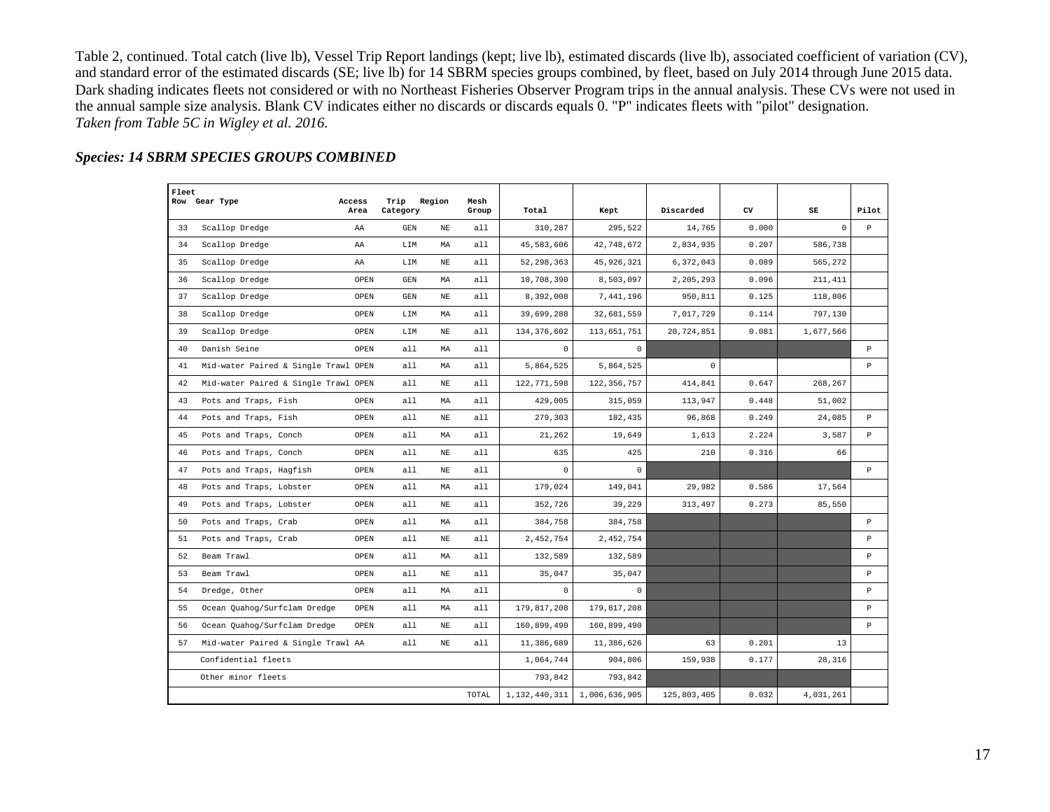Table 2, continued. Total catch (live lb), Vessel Trip Report landings (kept; live lb), estimated discards (live lb), associated coefficient of variation (CV), and standard error of the estimated discards (SE; live lb) for 14 SBRM species groups combined, by fleet, based on July 2014 through June 2015 data. Dark shading indicates fleets not considered or with no Northeast Fisheries Observer Program trips in the annual analysis. These CVs were not used in the annual sample size analysis. Blank CV indicates either no discards or discards equals 0. "P" indicates fleets with "pilot" designation.
*Taken from Table 5C in Wigley et al. 2016.*

### *Species: 14 SBRM SPECIES GROUPS COMBINED*

| Fleet Row | Gear Type | Access Area | Trip Category | Region | Mesh Group | Total | Kept | Discarded | CV | SE | Pilot |
|---|---|---|---|---|---|---|---|---|---|---|---|
| 33 | Scallop Dredge | AA | GEN | NE | all | 310,287 | 295,522 | 14,765 | 0.000 | 0 | P |
| 34 | Scallop Dredge | AA | LIM | MA | all | 45,583,606 | 42,748,672 | 2,834,935 | 0.207 | 586,738 | |
| 35 | Scallop Dredge | AA | LIM | NE | all | 52,298,363 | 45,926,321 | 6,372,043 | 0.089 | 565,272 | |
| 36 | Scallop Dredge | OPEN | GEN | MA | all | 10,708,390 | 8,503,097 | 2,205,293 | 0.096 | 211,411 | |
| 37 | Scallop Dredge | OPEN | GEN | NE | all | 8,392,008 | 7,441,196 | 950,811 | 0.125 | 118,806 | |
| 38 | Scallop Dredge | OPEN | LIM | MA | all | 39,699,288 | 32,681,559 | 7,017,729 | 0.114 | 797,130 | |
| 39 | Scallop Dredge | OPEN | LIM | NE | all | 134,376,602 | 113,651,751 | 20,724,851 | 0.081 | 1,677,566 | |
| 40 | Danish Seine | OPEN | all | MA | all | 0 | 0 | | | | P |
| 41 | Mid-water Paired & Single Trawl | OPEN | all | MA | all | 5,864,525 | 5,864,525 | 0 | | | P |
| 42 | Mid-water Paired & Single Trawl | OPEN | all | NE | all | 122,771,598 | 122,356,757 | 414,841 | 0.647 | 268,267 | |
| 43 | Pots and Traps, Fish | OPEN | all | MA | all | 429,005 | 315,059 | 113,947 | 0.448 | 51,002 | |
| 44 | Pots and Traps, Fish | OPEN | all | NE | all | 279,303 | 182,435 | 96,868 | 0.249 | 24,085 | P |
| 45 | Pots and Traps, Conch | OPEN | all | MA | all | 21,262 | 19,649 | 1,613 | 2.224 | 3,587 | P |
| 46 | Pots and Traps, Conch | OPEN | all | NE | all | 635 | 425 | 210 | 0.316 | 66 | |
| 47 | Pots and Traps, Hagfish | OPEN | all | NE | all | 0 | 0 | | | | P |
| 48 | Pots and Traps, Lobster | OPEN | all | MA | all | 179,024 | 149,041 | 29,982 | 0.586 | 17,564 | |
| 49 | Pots and Traps, Lobster | OPEN | all | NE | all | 352,726 | 39,229 | 313,497 | 0.273 | 85,550 | |
| 50 | Pots and Traps, Crab | OPEN | all | MA | all | 384,758 | 384,758 | | | | P |
| 51 | Pots and Traps, Crab | OPEN | all | NE | all | 2,452,754 | 2,452,754 | | | | P |
| 52 | Beam Trawl | OPEN | all | MA | all | 132,589 | 132,589 | | | | P |
| 53 | Beam Trawl | OPEN | all | NE | all | 35,047 | 35,047 | | | | P |
| 54 | Dredge, Other | OPEN | all | MA | all | 0 | 0 | | | | P |
| 55 | Ocean Quahog/Surfclam Dredge | OPEN | all | MA | all | 179,817,208 | 179,817,208 | | | | P |
| 56 | Ocean Quahog/Surfclam Dredge | OPEN | all | NE | all | 160,899,490 | 160,899,490 | | | | P |
| 57 | Mid-water Paired & Single Trawl | AA | all | NE | all | 11,386,689 | 11,386,626 | 63 | 0.201 | 13 | |
| | Confidential fleets | | | | | 1,064,744 | 904,806 | 159,938 | 0.177 | 28,316 | |
| | Other minor fleets | | | | | 793,842 | 793,842 | | | | |
| | | | | | TOTAL | 1,132,440,311 | 1,006,636,905 | 125,803,405 | 0.032 | 4,031,261 | |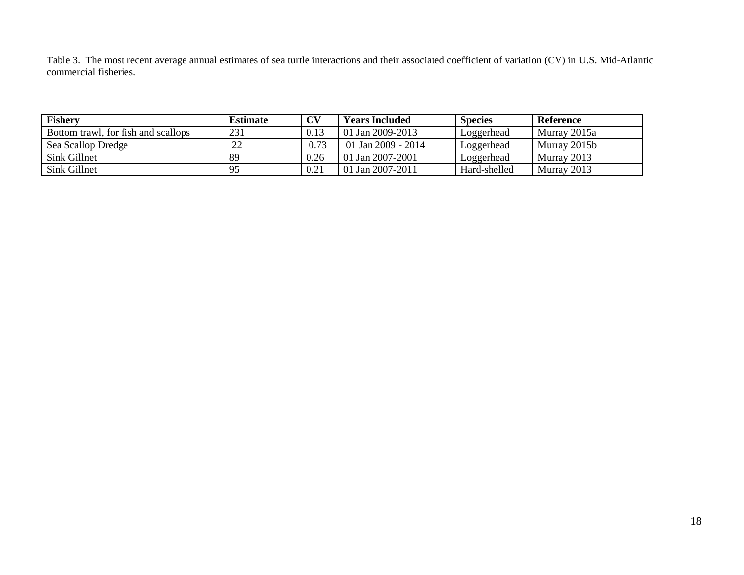Table 3. The most recent average annual estimates of sea turtle interactions and their associated coefficient of variation (CV) in U.S. Mid-Atlantic commercial fisheries.

| Fishery | Estimate | CV | Years Included | Species | Reference |
| --- | --- | --- | --- | --- | --- |
| Bottom trawl, for fish and scallops | 231 | 0.13 | 01 Jan 2009-2013 | Loggerhead | Murray 2015a |
| Sea Scallop Dredge | 22 | 0.73 | 01 Jan 2009 - 2014 | Loggerhead | Murray 2015b |
| Sink Gillnet | 89 | 0.26 | 01 Jan 2007-2001 | Loggerhead | Murray 2013 |
| Sink Gillnet | 95 | 0.21 | 01 Jan 2007-2011 | Hard-shelled | Murray 2013 |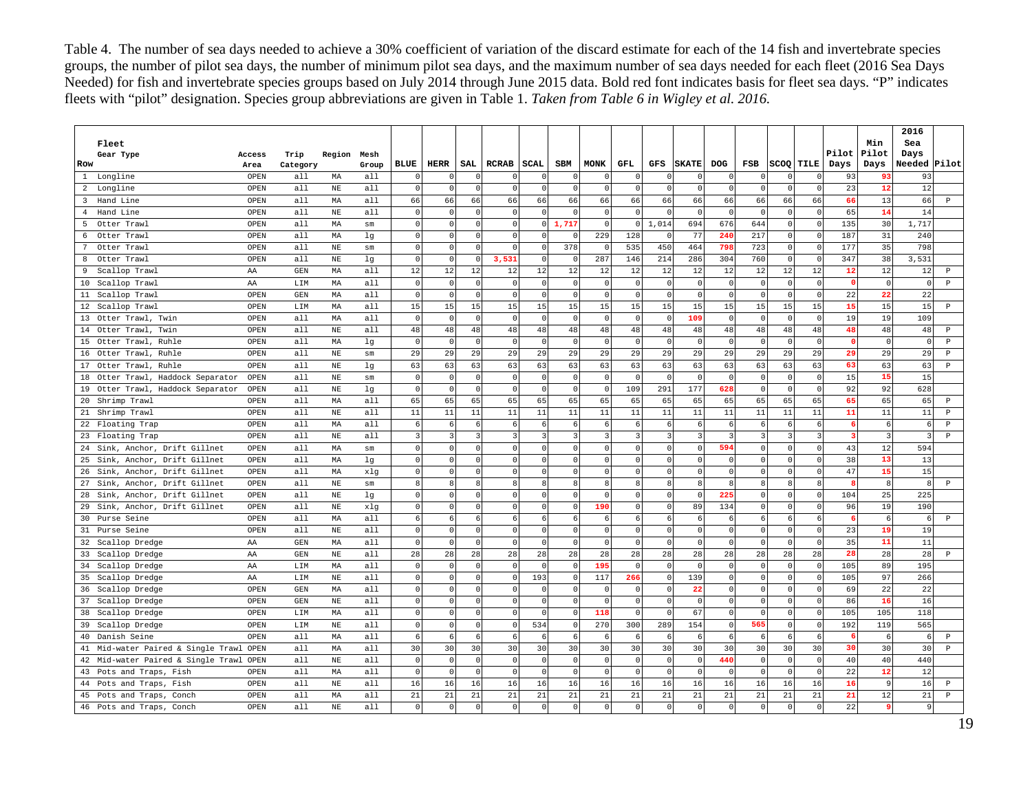Table 4. The number of sea days needed to achieve a 30% coefficient of variation of the discard estimate for each of the 14 fish and invertebrate species groups, the number of pilot sea days, the number of minimum pilot sea days, and the maximum number of sea days needed for each fleet (2016 Sea Days Needed) for fish and invertebrate species groups based on July 2014 through June 2015 data. Bold red font indicates basis for fleet sea days. "P" indicates fleets with "pilot" designation. Species group abbreviations are given in Table 1. *Taken from Table 6 in Wigley et al. 2016.*

| Row | Fleet Gear Type | Access Area | Trip Category | Region | Mesh Group | BLUE | HERR | SAL | RCRAB | SCAL | SBM | MONK | GFL | GFS | SKATE | DOG | FSB | SCOQ | TILE | Pilot Days | Min Pilot Days | 2016 Sea Days Needed | Pilot |
|---|---|---|---|---|---|---|---|---|---|---|---|---|---|---|---|---|---|---|---|---|---|---|---|
| 1 | Longline | OPEN | all | MA | all | 0 | 0 | 0 | 0 | 0 | 0 | 0 | 0 | 0 | 0 | 0 | 0 | 0 | 0 | 93 | **93** | 93 | |
| 2 | Longline | OPEN | all | NE | all | 0 | 0 | 0 | 0 | 0 | 0 | 0 | 0 | 0 | 0 | 0 | 0 | 0 | 0 | 23 | **12** | 12 | |
| 3 | Hand Line | OPEN | all | MA | all | 66 | 66 | 66 | 66 | 66 | 66 | 66 | 66 | 66 | 66 | 66 | 66 | 66 | 66 | **66** | 13 | 66 | P |
| 4 | Hand Line | OPEN | all | NE | all | 0 | 0 | 0 | 0 | 0 | 0 | 0 | 0 | 0 | 0 | 0 | 0 | 0 | 0 | 65 | **14** | 14 | |
| 5 | Otter Trawl | OPEN | all | MA | sm | 0 | 0 | 0 | 0 | 0 | **1,717** | 0 | 0 | 1,014 | 694 | 676 | 644 | 0 | 0 | 135 | 30 | 1,717 | |
| 6 | Otter Trawl | OPEN | all | MA | lg | 0 | 0 | 0 | 0 | 0 | 0 | 229 | 128 | 0 | 77 | **240** | 217 | 0 | 0 | 187 | 31 | 240 | |
| 7 | Otter Trawl | OPEN | all | NE | sm | 0 | 0 | 0 | 0 | 0 | 378 | 0 | 535 | 450 | 464 | **798** | 723 | 0 | 0 | 177 | 35 | 798 | |
| 8 | Otter Trawl | OPEN | all | NE | lg | 0 | 0 | 0 | **3,531** | 0 | 0 | 287 | 146 | 214 | 286 | 304 | 760 | 0 | 0 | 347 | 38 | 3,531 | |
| 9 | Scallop Trawl | AA | GEN | MA | all | 12 | 12 | 12 | 12 | 12 | 12 | 12 | 12 | 12 | 12 | 12 | 12 | 12 | 12 | **12** | 12 | 12 | P |
| 10 | Scallop Trawl | AA | LIM | MA | all | 0 | 0 | 0 | 0 | 0 | 0 | 0 | 0 | 0 | 0 | 0 | 0 | 0 | 0 | **0** | 0 | 0 | P |
| 11 | Scallop Trawl | OPEN | GEN | MA | all | 0 | 0 | 0 | 0 | 0 | 0 | 0 | 0 | 0 | 0 | 0 | 0 | 0 | 0 | 22 | **22** | 22 | |
| 12 | Scallop Trawl | OPEN | LIM | MA | all | 15 | 15 | 15 | 15 | 15 | 15 | 15 | 15 | 15 | 15 | 15 | 15 | 15 | 15 | **15** | 15 | 15 | P |
| 13 | Otter Trawl, Twin | OPEN | all | MA | all | 0 | 0 | 0 | 0 | 0 | 0 | 0 | 0 | 0 | **109** | 0 | 0 | 0 | 0 | 19 | 19 | 109 | |
| 14 | Otter Trawl, Twin | OPEN | all | NE | all | 48 | 48 | 48 | 48 | 48 | 48 | 48 | 48 | 48 | 48 | 48 | 48 | 48 | 48 | **48** | 48 | 48 | P |
| 15 | Otter Trawl, Ruhle | OPEN | all | MA | lg | 0 | 0 | 0 | 0 | 0 | 0 | 0 | 0 | 0 | 0 | 0 | 0 | 0 | 0 | **0** | 0 | 0 | P |
| 16 | Otter Trawl, Ruhle | OPEN | all | NE | sm | 29 | 29 | 29 | 29 | 29 | 29 | 29 | 29 | 29 | 29 | 29 | 29 | 29 | 29 | **29** | 29 | 29 | P |
| 17 | Otter Trawl, Ruhle | OPEN | all | NE | lg | 63 | 63 | 63 | 63 | 63 | 63 | 63 | 63 | 63 | 63 | 63 | 63 | 63 | 63 | **63** | 63 | 63 | P |
| 18 | Otter Trawl, Haddock Separator | OPEN | all | NE | sm | 0 | 0 | 0 | 0 | 0 | 0 | 0 | 0 | 0 | 0 | 0 | 0 | 0 | 0 | 15 | **15** | 15 | |
| 19 | Otter Trawl, Haddock Separator | OPEN | all | NE | lg | 0 | 0 | 0 | 0 | 0 | 0 | 0 | 109 | 291 | 177 | **628** | 0 | 0 | 0 | 92 | 92 | 628 | |
| 20 | Shrimp Trawl | OPEN | all | MA | all | 65 | 65 | 65 | 65 | 65 | 65 | 65 | 65 | 65 | 65 | 65 | 65 | 65 | 65 | **65** | 65 | 65 | P |
| 21 | Shrimp Trawl | OPEN | all | NE | all | 11 | 11 | 11 | 11 | 11 | 11 | 11 | 11 | 11 | 11 | 11 | 11 | 11 | 11 | **11** | 11 | 11 | P |
| 22 | Floating Trap | OPEN | all | MA | all | 6 | 6 | 6 | 6 | 6 | 6 | 6 | 6 | 6 | 6 | 6 | 6 | 6 | 6 | **6** | 6 | 6 | P |
| 23 | Floating Trap | OPEN | all | NE | all | 3 | 3 | 3 | 3 | 3 | 3 | 3 | 3 | 3 | 3 | 3 | 3 | 3 | 3 | **3** | 3 | 3 | P |
| 24 | Sink, Anchor, Drift Gillnet | OPEN | all | MA | sm | 0 | 0 | 0 | 0 | 0 | 0 | 0 | 0 | 0 | 0 | **594** | 0 | 0 | 0 | 43 | 12 | 594 | |
| 25 | Sink, Anchor, Drift Gillnet | OPEN | all | MA | lg | 0 | 0 | 0 | 0 | 0 | 0 | 0 | 0 | 0 | 0 | 0 | 0 | 0 | 0 | 38 | **13** | 13 | |
| 26 | Sink, Anchor, Drift Gillnet | OPEN | all | MA | xlg | 0 | 0 | 0 | 0 | 0 | 0 | 0 | 0 | 0 | 0 | 0 | 0 | 0 | 0 | 47 | **15** | 15 | |
| 27 | Sink, Anchor, Drift Gillnet | OPEN | all | NE | sm | 8 | 8 | 8 | 8 | 8 | 8 | 8 | 8 | 8 | 8 | 8 | 8 | 8 | 8 | **8** | 8 | 8 | P |
| 28 | Sink, Anchor, Drift Gillnet | OPEN | all | NE | lg | 0 | 0 | 0 | 0 | 0 | 0 | 0 | 0 | 0 | 0 | **225** | 0 | 0 | 0 | 104 | 25 | 225 | |
| 29 | Sink, Anchor, Drift Gillnet | OPEN | all | NE | xlg | 0 | 0 | 0 | 0 | 0 | 0 | **190** | 0 | 0 | 89 | 134 | 0 | 0 | 0 | 96 | 19 | 190 | |
| 30 | Purse Seine | OPEN | all | MA | all | 6 | 6 | 6 | 6 | 6 | 6 | 6 | 6 | 6 | 6 | 6 | 6 | 6 | 6 | **6** | 6 | 6 | P |
| 31 | Purse Seine | OPEN | all | NE | all | 0 | 0 | 0 | 0 | 0 | 0 | 0 | 0 | 0 | 0 | 0 | 0 | 0 | 0 | 23 | **19** | 19 | |
| 32 | Scallop Dredge | AA | GEN | MA | all | 0 | 0 | 0 | 0 | 0 | 0 | 0 | 0 | 0 | 0 | 0 | 0 | 0 | 0 | 35 | **11** | 11 | |
| 33 | Scallop Dredge | AA | GEN | NE | all | 28 | 28 | 28 | 28 | 28 | 28 | 28 | 28 | 28 | 28 | 28 | 28 | 28 | 28 | **28** | 28 | 28 | P |
| 34 | Scallop Dredge | AA | LIM | MA | all | 0 | 0 | 0 | 0 | 0 | 0 | **195** | 0 | 0 | 0 | 0 | 0 | 0 | 0 | 105 | 89 | 195 | |
| 35 | Scallop Dredge | AA | LIM | NE | all | 0 | 0 | 0 | 0 | 193 | 0 | 117 | **266** | 0 | 139 | 0 | 0 | 0 | 0 | 105 | 97 | 266 | |
| 36 | Scallop Dredge | OPEN | GEN | MA | all | 0 | 0 | 0 | 0 | 0 | 0 | 0 | 0 | 0 | **22** | 0 | 0 | 0 | 0 | 69 | 22 | 22 | |
| 37 | Scallop Dredge | OPEN | GEN | NE | all | 0 | 0 | 0 | 0 | 0 | 0 | 0 | 0 | 0 | 0 | 0 | 0 | 0 | 0 | 86 | **16** | 16 | |
| 38 | Scallop Dredge | OPEN | LIM | MA | all | 0 | 0 | 0 | 0 | 0 | 0 | **118** | 0 | 0 | 67 | 0 | 0 | 0 | 0 | 105 | 105 | 118 | |
| 39 | Scallop Dredge | OPEN | LIM | NE | all | 0 | 0 | 0 | 0 | 534 | 0 | 270 | 300 | 289 | 154 | 0 | **565** | 0 | 0 | 192 | 119 | 565 | |
| 40 | Danish Seine | OPEN | all | MA | all | 6 | 6 | 6 | 6 | 6 | 6 | 6 | 6 | 6 | 6 | 6 | 6 | 6 | 6 | **6** | 6 | 6 | P |
| 41 | Mid-water Paired & Single Trawl | OPEN | all | MA | all | 30 | 30 | 30 | 30 | 30 | 30 | 30 | 30 | 30 | 30 | 30 | 30 | 30 | 30 | **30** | 30 | 30 | P |
| 42 | Mid-water Paired & Single Trawl | OPEN | all | NE | all | 0 | 0 | 0 | 0 | 0 | 0 | 0 | 0 | 0 | 0 | **440** | 0 | 0 | 0 | 40 | 40 | 440 | |
| 43 | Pots and Traps, Fish | OPEN | all | MA | all | 0 | 0 | 0 | 0 | 0 | 0 | 0 | 0 | 0 | 0 | 0 | 0 | 0 | 0 | 22 | **12** | 12 | |
| 44 | Pots and Traps, Fish | OPEN | all | NE | all | 16 | 16 | 16 | 16 | 16 | 16 | 16 | 16 | 16 | 16 | 16 | 16 | 16 | 16 | **16** | 9 | 16 | P |
| 45 | Pots and Traps, Conch | OPEN | all | MA | all | 21 | 21 | 21 | 21 | 21 | 21 | 21 | 21 | 21 | 21 | 21 | 21 | 21 | 21 | **21** | 12 | 21 | P |
| 46 | Pots and Traps, Conch | OPEN | all | NE | all | 0 | 0 | 0 | 0 | 0 | 0 | 0 | 0 | 0 | 0 | 0 | 0 | 0 | 0 | 22 | **9** | 9 | |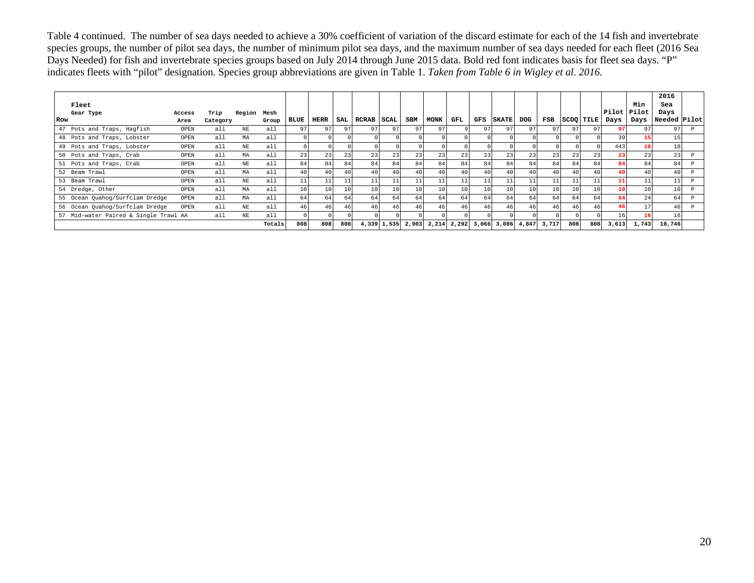Table 4 continued. The number of sea days needed to achieve a 30% coefficient of variation of the discard estimate for each of the 14 fish and invertebrate species groups, the number of pilot sea days, the number of minimum pilot sea days, and the maximum number of sea days needed for each fleet (2016 Sea Days Needed) for fish and invertebrate species groups based on July 2014 through June 2015 data. Bold red font indicates basis for fleet sea days. "P" indicates fleets with "pilot" designation. Species group abbreviations are given in Table 1. *Taken from Table 6 in Wigley et al. 2016.*

| Row | Fleet Gear Type | Access Area | Trip Category | Region | Mesh Group | BLUE | HERR | SAL | RCRAB | SCAL | SBM | MONK | GFL | GFS | SKATE | DOG | FSB | SCOQ | TILE | Pilot Days | Min Pilot Days | 2016 Sea Days Needed | Pilot |
|---|---|---|---|---|---|---|---|---|---|---|---|---|---|---|---|---|---|---|---|---|---|---|---|
| 47 | Pots and Traps, Hagfish | OPEN | all | NE | all | 97 | 97 | 97 | 97 | 97 | 97 | 97 | 9 | 97 | 97 | 97 | 97 | 97 | 97 | **97** | 97 | 97 | P |
| 48 | Pots and Traps, Lobster | OPEN | all | MA | all | 0 | 0 | 0 | 0 | 0 | 0 | 0 | 0 | 0 | 0 | 0 | 0 | 0 | 0 | 39 | **15** | 15 | |
| 49 | Pots and Traps, Lobster | OPEN | all | NE | all | 0 | 0 | 0 | 0 | 0 | 0 | 0 | 0 | 0 | 0 | 0 | 0 | 0 | 0 | 443 | **18** | 18 | |
| 50 | Pots and Traps, Crab | OPEN | all | MA | all | 23 | 23 | 23 | 23 | 23 | 23 | 23 | 23 | 23 | 23 | 23 | 23 | 23 | 23 | **23** | 23 | 23 | P |
| 51 | Pots and Traps, Crab | OPEN | all | NE | all | 84 | 84 | 84 | 84 | 84 | 84 | 84 | 84 | 84 | 84 | 84 | 84 | 84 | 84 | **84** | 84 | 84 | P |
| 52 | Beam Trawl | OPEN | all | MA | all | 40 | 40 | 40 | 40 | 40 | 40 | 40 | 40 | 40 | 40 | 40 | 40 | 40 | 40 | **40** | 40 | 40 | P |
| 53 | Beam Trawl | OPEN | all | NE | all | 11 | 11 | 11 | 11 | 11 | 11 | 11 | 11 | 11 | 11 | 11 | 11 | 11 | 11 | **11** | 11 | 11 | P |
| 54 | Dredge, Other | OPEN | all | MA | all | 10 | 10 | 10 | 10 | 10 | 10 | 10 | 10 | 10 | 10 | 10 | 10 | 10 | 10 | **10** | 10 | 10 | P |
| 55 | Ocean Quahog/Surfclam Dredge | OPEN | all | MA | all | 64 | 64 | 64 | 64 | 64 | 64 | 64 | 64 | 64 | 64 | 64 | 64 | 64 | 64 | **64** | 24 | 64 | P |
| 56 | Ocean Quahog/Surfclam Dredge | OPEN | all | NE | all | 46 | 46 | 46 | 46 | 46 | 46 | 46 | 46 | 46 | 46 | 46 | 46 | 46 | 46 | **46** | 17 | 46 | P |
| 57 | Mid-water Paired & Single Trawl | AA | all | NE | all | 0 | 0 | 0 | 0 | 0 | 0 | 0 | 0 | 0 | 0 | 0 | 0 | 0 | 0 | 16 | **16** | 16 | |
| | | | | | Totals | 808 | 808 | 808 | 4,339 | 1,535 | 2,903 | 2,214 | 2,292 | 3,066 | 3,086 | 4,847 | 3,717 | 808 | 808 | 3,613 | 1,743 | 10,746 | |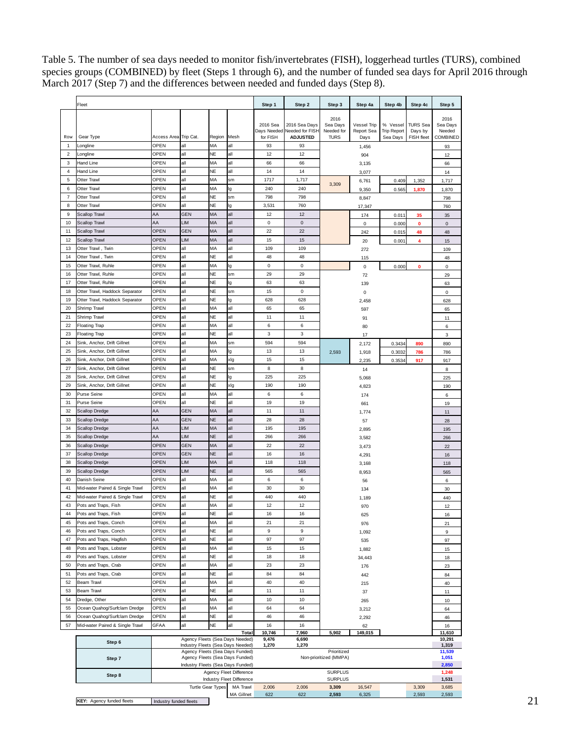Table 5. The number of sea days needed to monitor fish/invertebrates (FISH), loggerhead turtles (TURS), combined species groups (COMBINED) by fleet (Steps 1 through 6), and the number of funded sea days for April 2016 through March 2017 (Step 7) and the differences between needed and funded days (Step 8).

| Fleet | | | | | | Step 1 | Step 2 | Step 3 | Step 4a | Step 4b | Step 4c | Step 5 |
|---|---|---|---|---|---|---|---|---|---|---|---|---|
| Row | Gear Type | Access Area | Trip Cat. | Region | Mesh | 2016 Sea Days Needed for FISH | 2016 Sea Days Needed for FISH ADJUSTED | 2016 Sea Days Needed for TURS | Vessel Trip Report Sea Days | % Vessel Trip Report Sea Days | TURS Sea Days by FISH fleet | 2016 Sea Days Needed COMBINED |
| 1 | Longline | OPEN | all | MA | all | 93 | 93 | | 1,456 | | | 93 |
| 2 | Longline | OPEN | all | NE | all | 12 | 12 | | 904 | | | 12 |
| 3 | Hand Line | OPEN | all | MA | all | 66 | 66 | | 3,135 | | | 66 |
| 4 | Hand Line | OPEN | all | NE | all | 14 | 14 | | 3,077 | | | 14 |
| 5 | Otter Trawl | OPEN | all | MA | sm | 1717 | 1,717 | 3,309 | 6,761 | 0.409 | 1,352 | 1,717 |
| 6 | Otter Trawl | OPEN | all | MA | lg | 240 | 240 | | 9,350 | 0.565 | 1,870 | 1,870 |
| 7 | Otter Trawl | OPEN | all | NE | sm | 798 | 798 | | 8,847 | | | 798 |
| 8 | Otter Trawl | OPEN | all | NE | lg | 3,531 | 760 | | 17,347 | | | 760 |
| 9 | Scallop Trawl | AA | GEN | MA | all | 12 | 12 | | 174 | 0.011 | 35 | 35 |
| 10 | Scallop Trawl | AA | LIM | MA | all | 0 | 0 | | 0 | 0.000 | 0 | 0 |
| 11 | Scallop Trawl | OPEN | GEN | MA | all | 22 | 22 | | 242 | 0.015 | 48 | 48 |
| 12 | Scallop Trawl | OPEN | LIM | MA | all | 15 | 15 | | 20 | 0.001 | 4 | 15 |
| 13 | Otter Trawl , Twin | OPEN | all | MA | all | 109 | 109 | | 272 | | | 109 |
| 14 | Otter Trawl , Twin | OPEN | all | NE | all | 48 | 48 | | 115 | | | 48 |
| 15 | Otter Trawl, Ruhle | OPEN | all | MA | lg | 0 | 0 | | 0 | 0.000 | 0 | 0 |
| 16 | Otter Trawl, Ruhle | OPEN | all | NE | sm | 29 | 29 | | 72 | | | 29 |
| 17 | Otter Trawl, Ruhle | OPEN | all | NE | lg | 63 | 63 | | 139 | | | 63 |
| 18 | Otter Trawl, Haddock Separator | OPEN | all | NE | sm | 15 | 0 | | 0 | | | 0 |
| 19 | Otter Trawl, Haddock Separator | OPEN | all | NE | lg | 628 | 628 | | 2,458 | | | 628 |
| 20 | Shrimp Trawl | OPEN | all | MA | all | 65 | 65 | | 597 | | | 65 |
| 21 | Shrimp Trawl | OPEN | all | NE | all | 11 | 11 | | 91 | | | 11 |
| 22 | Floating Trap | OPEN | all | MA | all | 6 | 6 | | 80 | | | 6 |
| 23 | Floating Trap | OPEN | all | NE | all | 3 | 3 | | 17 | | | 3 |
| 24 | Sink, Anchor, Drift Gillnet | OPEN | all | MA | sm | 594 | 594 | 2,593 | 2,172 | 0.3434 | 890 | 890 |
| 25 | Sink, Anchor, Drift Gillnet | OPEN | all | MA | lg | 13 | 13 | | 1,918 | 0.3032 | 786 | 786 |
| 26 | Sink, Anchor, Drift Gillnet | OPEN | all | MA | xlg | 15 | 15 | | 2,235 | 0.3534 | 917 | 917 |
| 27 | Sink, Anchor, Drift Gillnet | OPEN | all | NE | sm | 8 | 8 | | 14 | | | 8 |
| 28 | Sink, Anchor, Drift Gillnet | OPEN | all | NE | lg | 225 | 225 | | 5,068 | | | 225 |
| 29 | Sink, Anchor, Drift Gillnet | OPEN | all | NE | xlg | 190 | 190 | | 4,823 | | | 190 |
| 30 | Purse Seine | OPEN | all | MA | all | 6 | 6 | | 174 | | | 6 |
| 31 | Purse Seine | OPEN | all | NE | all | 19 | 19 | | 661 | | | 19 |
| 32 | Scallop Dredge | AA | GEN | MA | all | 11 | 11 | | 1,774 | | | 11 |
| 33 | Scallop Dredge | AA | GEN | NE | all | 28 | 28 | | 57 | | | 28 |
| 34 | Scallop Dredge | AA | LIM | MA | all | 195 | 195 | | 2,895 | | | 195 |
| 35 | Scallop Dredge | AA | LIM | NE | all | 266 | 266 | | 3,582 | | | 266 |
| 36 | Scallop Dredge | OPEN | GEN | MA | all | 22 | 22 | | 3,473 | | | 22 |
| 37 | Scallop Dredge | OPEN | GEN | NE | all | 16 | 16 | | 4,291 | | | 16 |
| 38 | Scallop Dredge | OPEN | LIM | MA | all | 118 | 118 | | 3,168 | | | 118 |
| 39 | Scallop Dredge | OPEN | LIM | NE | all | 565 | 565 | | 8,953 | | | 565 |
| 40 | Danish Seine | OPEN | all | MA | all | 6 | 6 | | 56 | | | 6 |
| 41 | Mid-water Paired & Single Trawl | OPEN | all | MA | all | 30 | 30 | | 134 | | | 30 |
| 42 | Mid-water Paired & Single Trawl | OPEN | all | NE | all | 440 | 440 | | 1,189 | | | 440 |
| 43 | Pots and Traps, Fish | OPEN | all | MA | all | 12 | 12 | | 970 | | | 12 |
| 44 | Pots and Traps, Fish | OPEN | all | NE | all | 16 | 16 | | 625 | | | 16 |
| 45 | Pots and Traps, Conch | OPEN | all | MA | all | 21 | 21 | | 976 | | | 21 |
| 46 | Pots and Traps, Conch | OPEN | all | NE | all | 9 | 9 | | 1,092 | | | 9 |
| 47 | Pots and Traps, Hagfish | OPEN | all | NE | all | 97 | 97 | | 535 | | | 97 |
| 48 | Pots and Traps, Lobster | OPEN | all | MA | all | 15 | 15 | | 1,882 | | | 15 |
| 49 | Pots and Traps, Lobster | OPEN | all | NE | all | 18 | 18 | | 34,443 | | | 18 |
| 50 | Pots and Traps, Crab | OPEN | all | MA | all | 23 | 23 | | 176 | | | 23 |
| 51 | Pots and Traps, Crab | OPEN | all | NE | all | 84 | 84 | | 442 | | | 84 |
| 52 | Beam Trawl | OPEN | all | MA | all | 40 | 40 | | 215 | | | 40 |
| 53 | Beam Trawl | OPEN | all | NE | all | 11 | 11 | | 37 | | | 11 |
| 54 | Dredge, Other | OPEN | all | MA | all | 10 | 10 | | 265 | | | 10 |
| 55 | Ocean Quahog/Surfclam Dredge | OPEN | all | MA | all | 64 | 64 | | 3,212 | | | 64 |
| 56 | Ocean Quahog/Surfclam Dredge | OPEN | all | NE | all | 46 | 46 | | 2,292 | | | 46 |
| 57 | Mid-water Paired & Single Trawl | GFAA | all | NE | all | 16 | 16 | | 62 | | | 16 |
| | | | | | Total | 10,746 | 7,960 | 5,902 | 149,015 | | | 11,610 |
| | Step 6 | Agency Fleets (Sea Days Needed) | | | | 9,476 | 6,690 | | | | | 10,291 |
| | | Industry Fleets (Sea Days Needed) | | | | 1,270 | 1,270 | | | | | 1,319 |
| | Step 7 | Agency Fleets (Sea Days Funded) | | | | | | Prioritized | | | | 11,539 |
| | | Agency Fleets (Sea Days Funded) | | | | | | Non-prioritized (MMPA) | | | | 1,051 |
| | | Industry Fleets (Sea Days Funded) | | | | | | | | | | 2,850 |
| | Step 8 | Agency Fleet Difference | | | | | | SURPLUS | | | | 1,248 |
| | | Industry Fleet Difference | | | | | | SURPLUS | | | | 1,531 |
| | | Turtle Gear Types | | | MA Trawl | 2,006 | 2,006 | 3,309 | 16,547 | | 3,309 | 3,685 |
| | | | | | MA Gillnet | 622 | 622 | 2,593 | 6,325 | | 2,593 | 2,593 |

KEY: Agency funded fleets | Industry funded fleets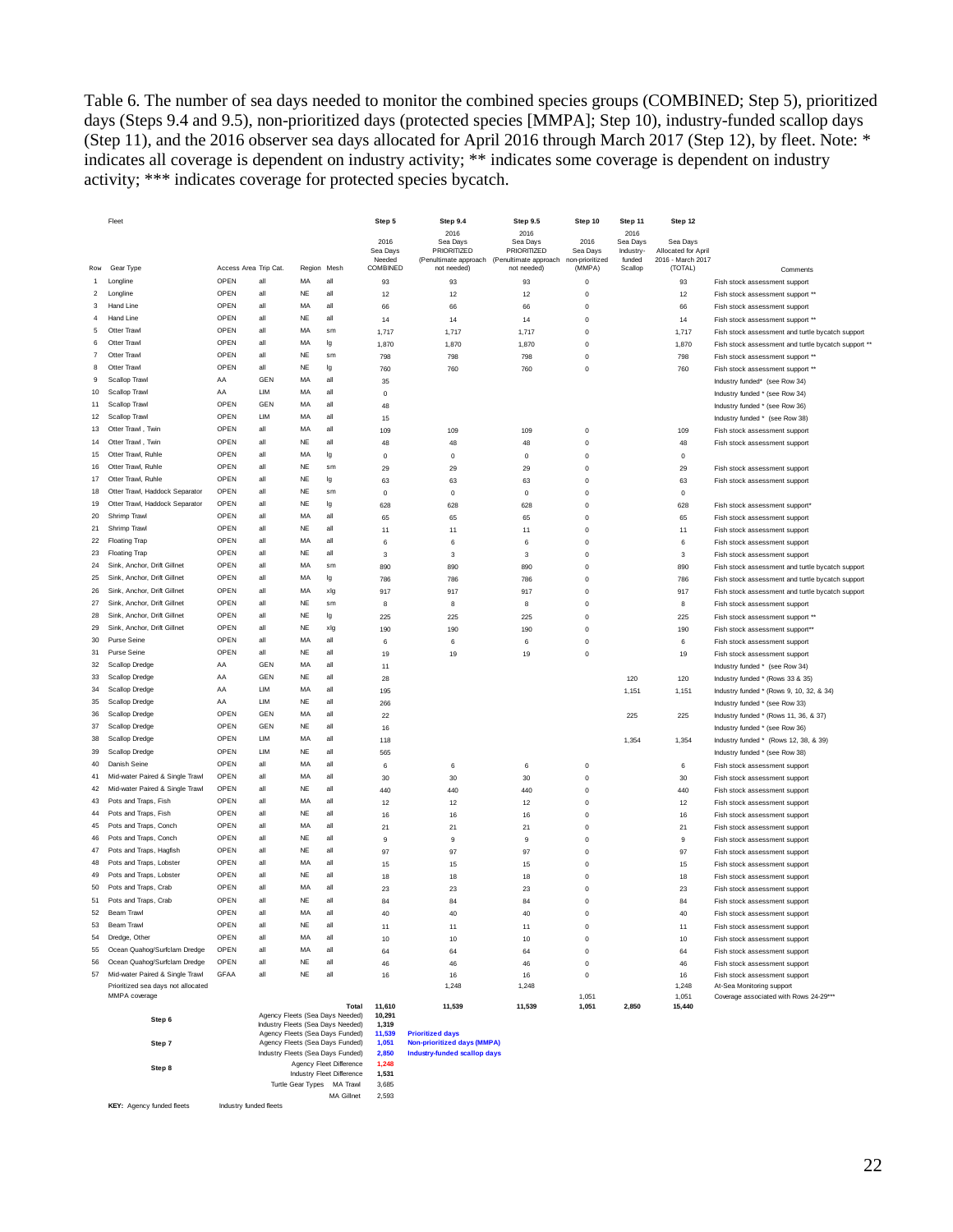Table 6. The number of sea days needed to monitor the combined species groups (COMBINED; Step 5), prioritized days (Steps 9.4 and 9.5), non-prioritized days (protected species [MMPA]; Step 10), industry-funded scallop days (Step 11), and the 2016 observer sea days allocated for April 2016 through March 2017 (Step 12), by fleet. Note: * indicates all coverage is dependent on industry activity; ** indicates some coverage is dependent on industry activity; *** indicates coverage for protected species bycatch.

| Row | Fleet Gear Type | Access Area | Trip Cat. | Region | Mesh | Step 5 2016 Sea Days Needed COMBINED | Step 9.4 2016 Sea Days PRIORITIZED (Penultimate approach not needed) | Step 9.5 2016 Sea Days PRIORITIZED (Penultimate approach not needed) | Step 10 2016 Sea Days non-prioritized (MMPA) | Step 11 2016 Sea Days Industry-funded Scallop | Step 12 Sea Days Allocated for April 2016 - March 2017 (TOTAL) | Comments |
|---|---|---|---|---|---|---|---|---|---|---|---|---|
| 1 | Longline | OPEN | all | MA | all | 93 | 93 | 93 | 0 | | 93 | Fish stock assessment support |
| 2 | Longline | OPEN | all | NE | all | 12 | 12 | 12 | 0 | | 12 | Fish stock assessment support ** |
| 3 | Hand Line | OPEN | all | MA | all | 66 | 66 | 66 | 0 | | 66 | Fish stock assessment support |
| 4 | Hand Line | OPEN | all | NE | all | 14 | 14 | 14 | 0 | | 14 | Fish stock assessment support ** |
| 5 | Otter Trawl | OPEN | all | MA | sm | 1,717 | 1,717 | 1,717 | 0 | | 1,717 | Fish stock assessment and turtle bycatch support |
| 6 | Otter Trawl | OPEN | all | MA | lg | 1,870 | 1,870 | 1,870 | 0 | | 1,870 | Fish stock assessment and turtle bycatch support ** |
| 7 | Otter Trawl | OPEN | all | NE | sm | 798 | 798 | 798 | 0 | | 798 | Fish stock assessment support ** |
| 8 | Otter Trawl | OPEN | all | NE | lg | 760 | 760 | 760 | 0 | | 760 | Fish stock assessment support ** |
| 9 | Scallop Trawl | AA | GEN | MA | all | 35 | | | | | | Industry funded* (see Row 34) |
| 10 | Scallop Trawl | AA | LIM | MA | all | 0 | | | | | | Industry funded * (see Row 34) |
| 11 | Scallop Trawl | OPEN | GEN | MA | all | 48 | | | | | | Industry funded * (see Row 36) |
| 12 | Scallop Trawl | OPEN | LIM | MA | all | 15 | | | | | | Industry funded * (see Row 38) |
| 13 | Otter Trawl , Twin | OPEN | all | MA | all | 109 | 109 | 109 | 0 | | 109 | Fish stock assessment support |
| 14 | Otter Trawl , Twin | OPEN | all | NE | all | 48 | 48 | 48 | 0 | | 48 | Fish stock assessment support |
| 15 | Otter Trawl, Ruhle | OPEN | all | MA | lg | 0 | 0 | 0 | 0 | | 0 | |
| 16 | Otter Trawl, Ruhle | OPEN | all | NE | sm | 29 | 29 | 29 | 0 | | 29 | Fish stock assessment support |
| 17 | Otter Trawl, Ruhle | OPEN | all | NE | lg | 63 | 63 | 63 | 0 | | 63 | Fish stock assessment support |
| 18 | Otter Trawl, Haddock Separator | OPEN | all | NE | sm | 0 | 0 | 0 | 0 | | 0 | |
| 19 | Otter Trawl, Haddock Separator | OPEN | all | NE | lg | 628 | 628 | 628 | 0 | | 628 | Fish stock assessment support* |
| 20 | Shrimp Trawl | OPEN | all | MA | all | 65 | 65 | 65 | 0 | | 65 | Fish stock assessment support |
| 21 | Shrimp Trawl | OPEN | all | NE | all | 11 | 11 | 11 | 0 | | 11 | Fish stock assessment support |
| 22 | Floating Trap | OPEN | all | MA | all | 6 | 6 | 6 | 0 | | 6 | Fish stock assessment support |
| 23 | Floating Trap | OPEN | all | NE | all | 3 | 3 | 3 | 0 | | 3 | Fish stock assessment support |
| 24 | Sink, Anchor, Drift Gillnet | OPEN | all | MA | sm | 890 | 890 | 890 | 0 | | 890 | Fish stock assessment and turtle bycatch support |
| 25 | Sink, Anchor, Drift Gillnet | OPEN | all | MA | lg | 786 | 786 | 786 | 0 | | 786 | Fish stock assessment and turtle bycatch support |
| 26 | Sink, Anchor, Drift Gillnet | OPEN | all | MA | xlg | 917 | 917 | 917 | 0 | | 917 | Fish stock assessment and turtle bycatch support |
| 27 | Sink, Anchor, Drift Gillnet | OPEN | all | NE | sm | 8 | 8 | 8 | 0 | | 8 | Fish stock assessment support |
| 28 | Sink, Anchor, Drift Gillnet | OPEN | all | NE | lg | 225 | 225 | 225 | 0 | | 225 | Fish stock assessment support ** |
| 29 | Sink, Anchor, Drift Gillnet | OPEN | all | NE | xlg | 190 | 190 | 190 | 0 | | 190 | Fish stock assessment support** |
| 30 | Purse Seine | OPEN | all | MA | all | 6 | 6 | 6 | 0 | | 6 | Fish stock assessment support |
| 31 | Purse Seine | OPEN | all | NE | all | 19 | 19 | 19 | 0 | | 19 | Fish stock assessment support |
| 32 | Scallop Dredge | AA | GEN | MA | all | 11 | | | | | | Industry funded * (see Row 34) |
| 33 | Scallop Dredge | AA | GEN | NE | all | 28 | | | | 120 | 120 | Industry funded * (Rows 33 & 35) |
| 34 | Scallop Dredge | AA | LIM | MA | all | 195 | | | | 1,151 | 1,151 | Industry funded * (Rows 9, 10, 32, & 34) |
| 35 | Scallop Dredge | AA | LIM | NE | all | 266 | | | | | | Industry funded * (see Row 33) |
| 36 | Scallop Dredge | OPEN | GEN | MA | all | 22 | | | | 225 | 225 | Industry funded * (Rows 11, 36, & 37) |
| 37 | Scallop Dredge | OPEN | GEN | NE | all | 16 | | | | | | Industry funded * (see Row 36) |
| 38 | Scallop Dredge | OPEN | LIM | MA | all | 118 | | | | 1,354 | 1,354 | Industry funded * (Rows 12, 38, & 39) |
| 39 | Scallop Dredge | OPEN | LIM | NE | all | 565 | | | | | | Industry funded * (see Row 38) |
| 40 | Danish Seine | OPEN | all | MA | all | 6 | 6 | 6 | 0 | | 6 | Fish stock assessment support |
| 41 | Mid-water Paired & Single Trawl | OPEN | all | MA | all | 30 | 30 | 30 | 0 | | 30 | Fish stock assessment support |
| 42 | Mid-water Paired & Single Trawl | OPEN | all | NE | all | 440 | 440 | 440 | 0 | | 440 | Fish stock assessment support |
| 43 | Pots and Traps, Fish | OPEN | all | MA | all | 12 | 12 | 12 | 0 | | 12 | Fish stock assessment support |
| 44 | Pots and Traps, Fish | OPEN | all | NE | all | 16 | 16 | 16 | 0 | | 16 | Fish stock assessment support |
| 45 | Pots and Traps, Conch | OPEN | all | MA | all | 21 | 21 | 21 | 0 | | 21 | Fish stock assessment support |
| 46 | Pots and Traps, Conch | OPEN | all | NE | all | 9 | 9 | 9 | 0 | | 9 | Fish stock assessment support |
| 47 | Pots and Traps, Hagfish | OPEN | all | NE | all | 97 | 97 | 97 | 0 | | 97 | Fish stock assessment support |
| 48 | Pots and Traps, Lobster | OPEN | all | MA | all | 15 | 15 | 15 | 0 | | 15 | Fish stock assessment support |
| 49 | Pots and Traps, Lobster | OPEN | all | NE | all | 18 | 18 | 18 | 0 | | 18 | Fish stock assessment support |
| 50 | Pots and Traps, Crab | OPEN | all | MA | all | 23 | 23 | 23 | 0 | | 23 | Fish stock assessment support |
| 51 | Pots and Traps, Crab | OPEN | all | NE | all | 84 | 84 | 84 | 0 | | 84 | Fish stock assessment support |
| 52 | Beam Trawl | OPEN | all | MA | all | 40 | 40 | 40 | 0 | | 40 | Fish stock assessment support |
| 53 | Beam Trawl | OPEN | all | NE | all | 11 | 11 | 11 | 0 | | 11 | Fish stock assessment support |
| 54 | Dredge, Other | OPEN | all | MA | all | 10 | 10 | 10 | 0 | | 10 | Fish stock assessment support |
| 55 | Ocean Quahog/Surfclam Dredge | OPEN | all | MA | all | 64 | 64 | 64 | 0 | | 64 | Fish stock assessment support |
| 56 | Ocean Quahog/Surfclam Dredge | OPEN | all | NE | all | 46 | 46 | 46 | 0 | | 46 | Fish stock assessment support |
| 57 | Mid-water Paired & Single Trawl | GFAA | all | NE | all | 16 | 16 | 16 | 0 | | 16 | Fish stock assessment support |
| | Prioritized sea days not allocated | | | | | | 1,248 | 1,248 | | | 1,248 | At-Sea Monitoring support |
| | MMPA coverage | | | | | | | | 1,051 | | 1,051 | Coverage associated with Rows 24-29*** |
| | | | | | Total | 11,610 | 11,539 | 11,539 | 1,051 | 2,850 | 15,440 | |

| Step | Item | Value | |
|---|---|---|---|
| Step 6 | Agency Fleets (Sea Days Needed) | 10,291 | |
| | Industry Fleets (Sea Days Needed) | 1,319 | |
| Step 7 | Agency Fleets (Sea Days Funded) | 11,539 | Prioritized days |
| | Agency Fleets (Sea Days Funded) | 1,051 | Non-prioritized days (MMPA) |
| | Industry Fleets (Sea Days Funded) | 2,850 | Industry-funded scallop days |
| Step 8 | Agency Fleet Difference | 1,248 | |
| | Industry Fleet Difference | 1,531 | |
| | Turtle Gear Types MA Trawl | 3,685 | |
| | MA Gillnet | 2,593 | |

**KEY:** Agency funded fleets Industry funded fleets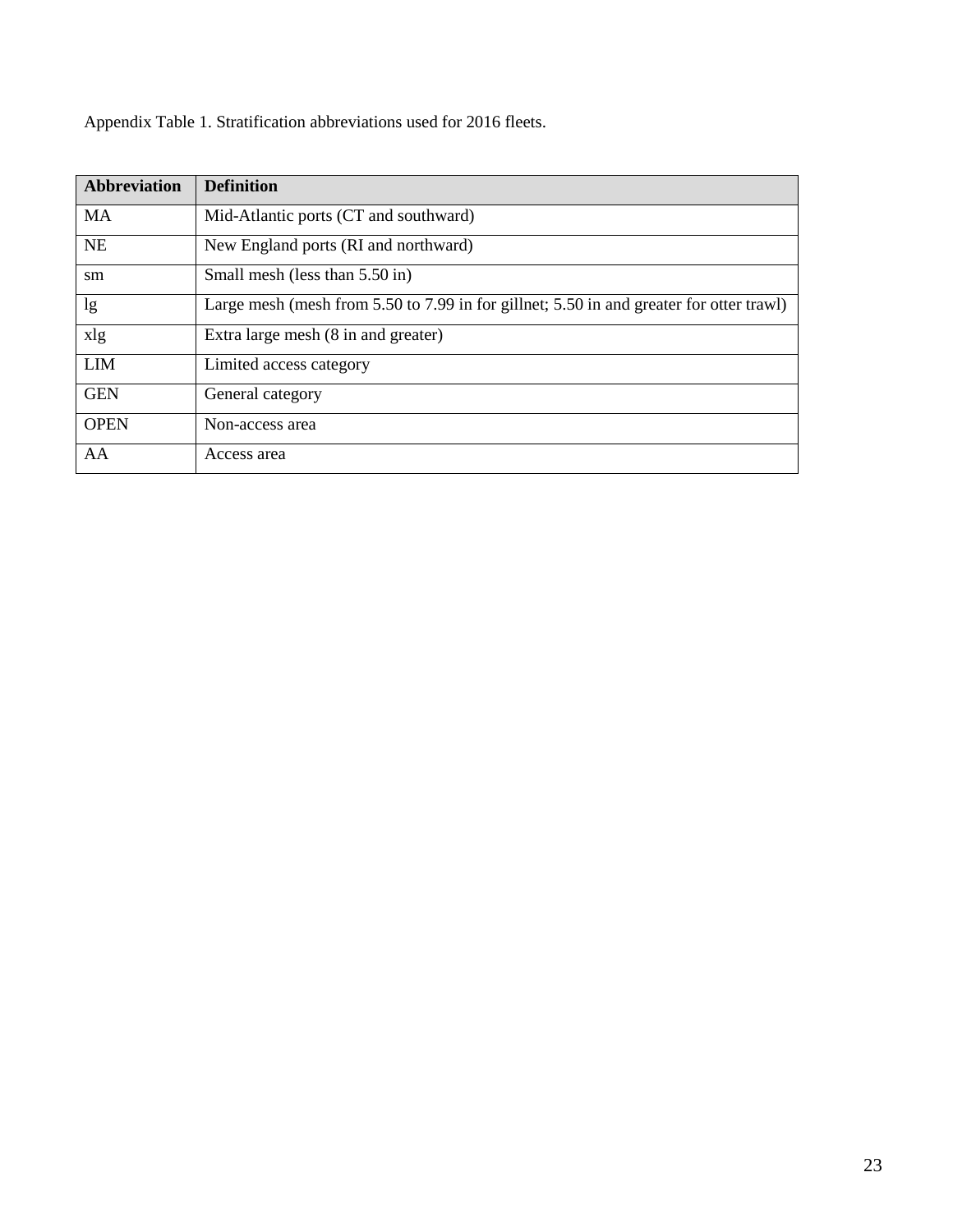Appendix Table 1. Stratification abbreviations used for 2016 fleets.

| Abbreviation | Definition |
|---|---|
| MA | Mid-Atlantic ports (CT and southward) |
| NE | New England ports (RI and northward) |
| sm | Small mesh (less than 5.50 in) |
| lg | Large mesh (mesh from 5.50 to 7.99 in for gillnet; 5.50 in and greater for otter trawl) |
| xlg | Extra large mesh (8 in and greater) |
| LIM | Limited access category |
| GEN | General category |
| OPEN | Non-access area |
| AA | Access area |